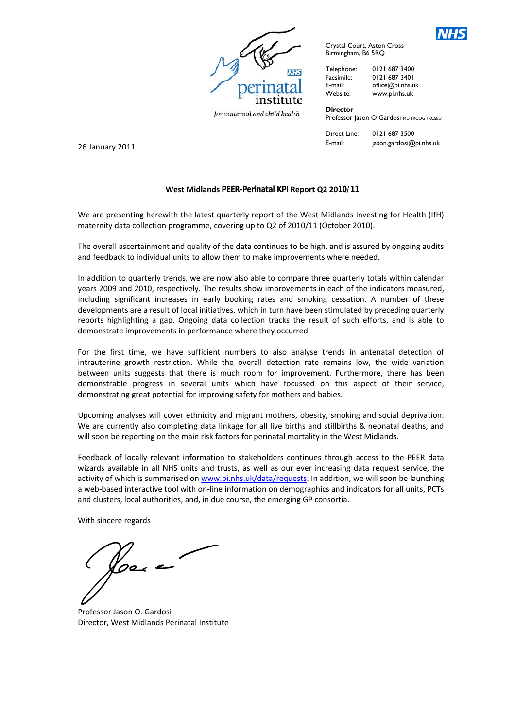perinatal institute

*for maternal and child health*

NHS

Crystal Court, Aston Cross
Birmingham, B6 5RQ

Telephone: 0121 687 3400
Facsimile: 0121 687 3401
E-mail: office@pi.nhs.uk
Website: www.pi.nhs.uk

**Director**
Professor Jason O Gardosi MD FRCOG FRCSED

Direct Line: 0121 687 3500
E-mail: jason.gardosi@pi.nhs.uk

26 January 2011

**West Midlands PEER-Perinatal KPI Report Q2 2010/11**

We are presenting herewith the latest quarterly report of the West Midlands Investing for Health (IfH) maternity data collection programme, covering up to Q2 of 2010/11 (October 2010).

The overall ascertainment and quality of the data continues to be high, and is assured by ongoing audits and feedback to individual units to allow them to make improvements where needed.

In addition to quarterly trends, we are now also able to compare three quarterly totals within calendar years 2009 and 2010, respectively. The results show improvements in each of the indicators measured, including significant increases in early booking rates and smoking cessation. A number of these developments are a result of local initiatives, which in turn have been stimulated by preceding quarterly reports highlighting a gap. Ongoing data collection tracks the result of such efforts, and is able to demonstrate improvements in performance where they occurred.

For the first time, we have sufficient numbers to also analyse trends in antenatal detection of intrauterine growth restriction. While the overall detection rate remains low, the wide variation between units suggests that there is much room for improvement. Furthermore, there has been demonstrable progress in several units which have focussed on this aspect of their service, demonstrating great potential for improving safety for mothers and babies.

Upcoming analyses will cover ethnicity and migrant mothers, obesity, smoking and social deprivation. We are currently also completing data linkage for all live births and stillbirths & neonatal deaths, and will soon be reporting on the main risk factors for perinatal mortality in the West Midlands.

Feedback of locally relevant information to stakeholders continues through access to the PEER data wizards available in all NHS units and trusts, as well as our ever increasing data request service, the activity of which is summarised on www.pi.nhs.uk/data/requests. In addition, we will soon be launching a web-based interactive tool with on-line information on demographics and indicators for all units, PCTs and clusters, local authorities, and, in due course, the emerging GP consortia.

With sincere regards

Professor Jason O. Gardosi
Director, West Midlands Perinatal Institute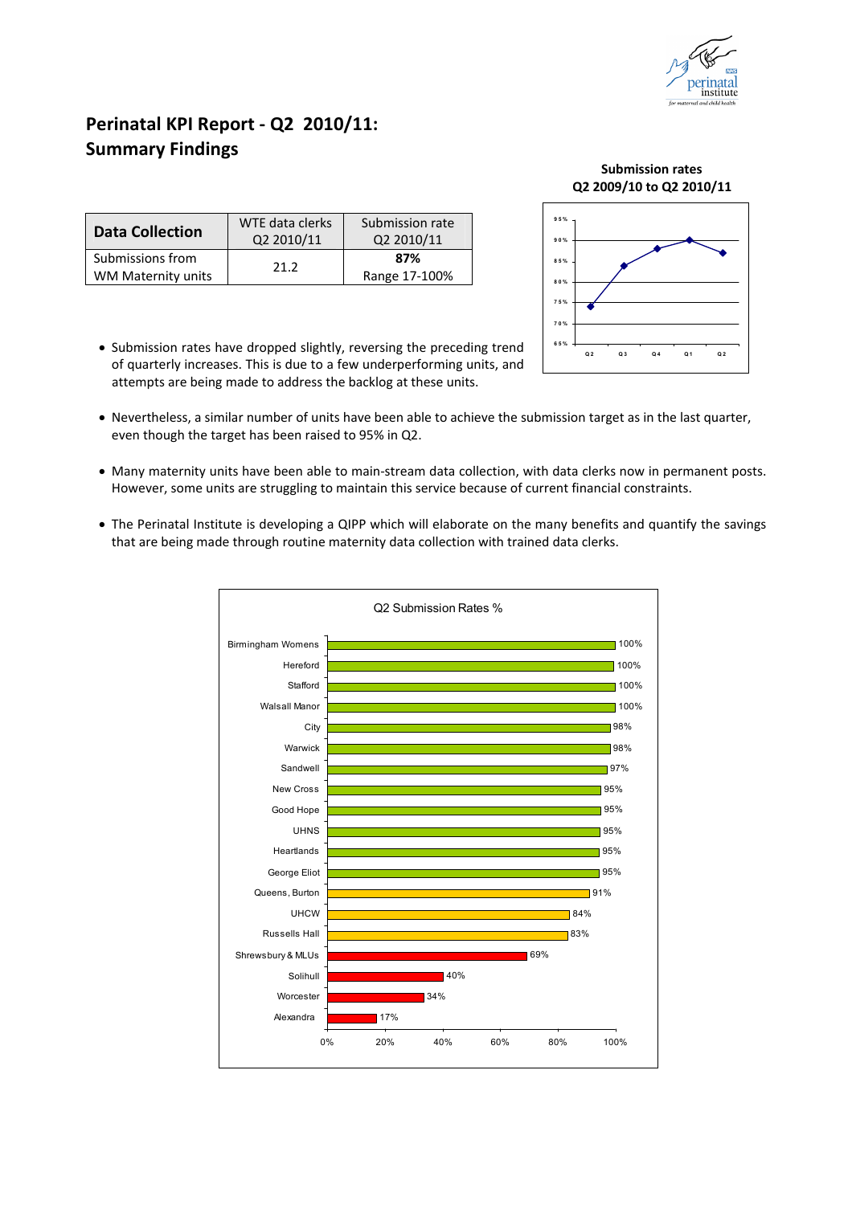# Perinatal KPI Report - Q2 2010/11: Summary Findings

| Data Collection | WTE data clerks Q2 2010/11 | Submission rate Q2 2010/11 |
|---|---|---|
| Submissions from WM Maternity units | 21.2 | **87%** Range 17-100% |

**Submission rates Q2 2009/10 to Q2 2010/11**

95%
90%
85%
80%
75%
70%
65%

Q2 Q3 Q4 Q1 Q2

- Submission rates have dropped slightly, reversing the preceding trend of quarterly increases. This is due to a few underperforming units, and attempts are being made to address the backlog at these units.

- Nevertheless, a similar number of units have been able to achieve the submission target as in the last quarter, even though the target has been raised to 95% in Q2.

- Many maternity units have been able to main-stream data collection, with data clerks now in permanent posts. However, some units are struggling to maintain this service because of current financial constraints.

- The Perinatal Institute is developing a QIPP which will elaborate on the many benefits and quantify the savings that are being made through routine maternity data collection with trained data clerks.

Q2 Submission Rates %

Birmingham Womens 100%
Hereford 100%
Stafford 100%
Walsall Manor 100%
City 98%
Warwick 98%
Sandwell 97%
New Cross 95%
Good Hope 95%
UHNS 95%
Heartlands 95%
George Eliot 95%
Queens, Burton 91%
UHCW 84%
Russells Hall 83%
Shrewsbury & MLUs 69%
Solihull 40%
Worcester 34%
Alexandra 17%

0% 20% 40% 60% 80% 100%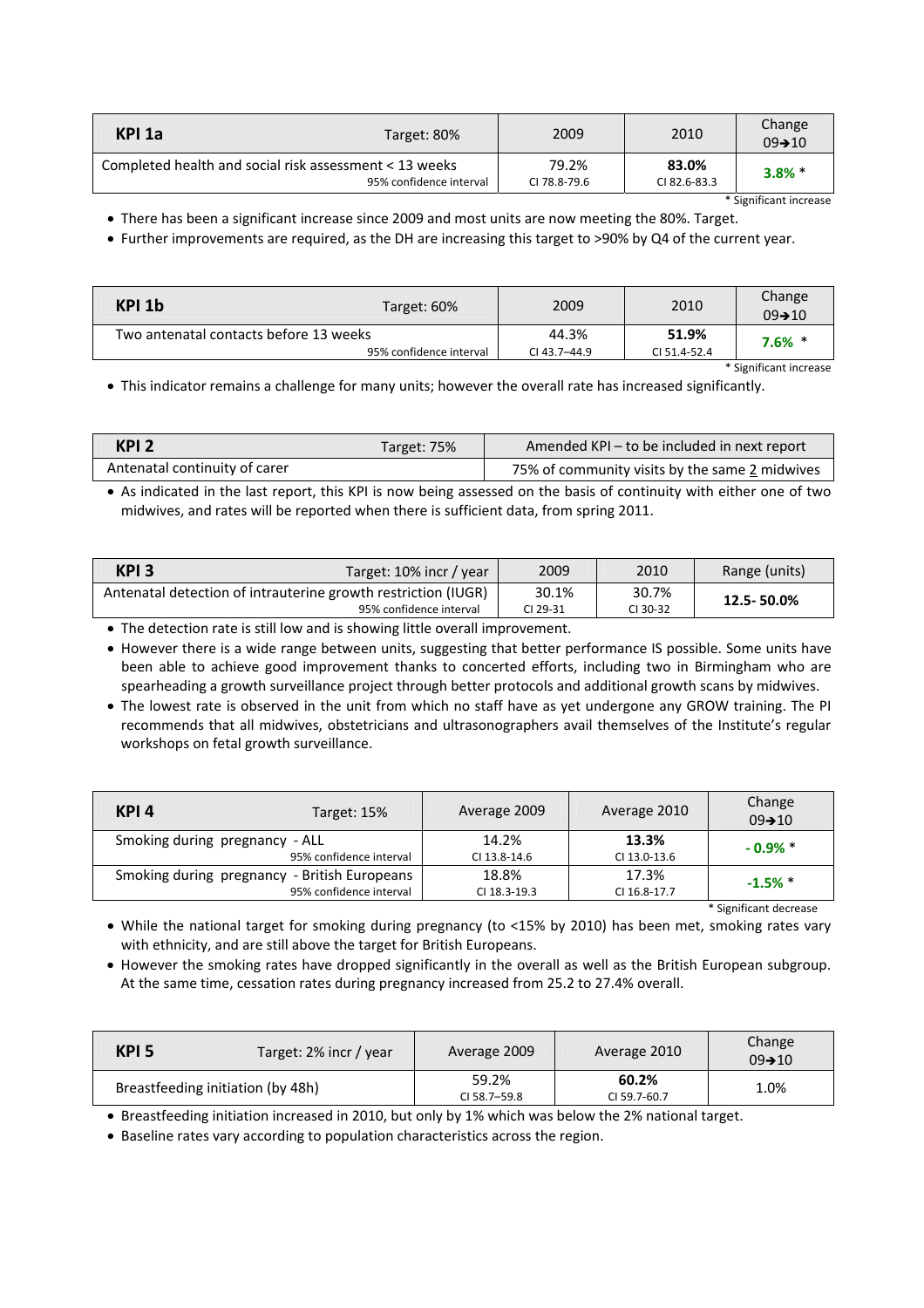| **KPI 1a** Target: 80% | 2009 | 2010 | Change 09→10 |
|---|---|---|---|
| Completed health and social risk assessment < 13 weeks<br>95% confidence interval | 79.2%<br>CI 78.8-79.6 | **83.0%**<br>CI 82.6-83.3 | **3.8%** * |

\* Significant increase

- There has been a significant increase since 2009 and most units are now meeting the 80%. Target.
- Further improvements are required, as the DH are increasing this target to >90% by Q4 of the current year.

| **KPI 1b** Target: 60% | 2009 | 2010 | Change 09→10 |
|---|---|---|---|
| Two antenatal contacts before 13 weeks<br>95% confidence interval | 44.3%<br>CI 43.7–44.9 | **51.9%**<br>CI 51.4-52.4 | **7.6%** * |

\* Significant increase

- This indicator remains a challenge for many units; however the overall rate has increased significantly.

| **KPI 2** Target: 75% | Amended KPI – to be included in next report |
|---|---|
| Antenatal continuity of carer | 75% of community visits by the same 2 midwives |

- As indicated in the last report, this KPI is now being assessed on the basis of continuity with either one of two midwives, and rates will be reported when there is sufficient data, from spring 2011.

| **KPI 3** Target: 10% incr / year | 2009 | 2010 | Range (units) |
|---|---|---|---|
| Antenatal detection of intrauterine growth restriction (IUGR)<br>95% confidence interval | 30.1%<br>CI 29-31 | 30.7%<br>CI 30-32 | **12.5- 50.0%** |

- The detection rate is still low and is showing little overall improvement.
- However there is a wide range between units, suggesting that better performance IS possible. Some units have been able to achieve good improvement thanks to concerted efforts, including two in Birmingham who are spearheading a growth surveillance project through better protocols and additional growth scans by midwives.
- The lowest rate is observed in the unit from which no staff have as yet undergone any GROW training. The PI recommends that all midwives, obstetricians and ultrasonographers avail themselves of the Institute's regular workshops on fetal growth surveillance.

| **KPI 4** Target: 15% | Average 2009 | Average 2010 | Change 09→10 |
|---|---|---|---|
| Smoking during pregnancy - ALL<br>95% confidence interval | 14.2%<br>CI 13.8-14.6 | **13.3%**<br>CI 13.0-13.6 | **- 0.9%** * |
| Smoking during pregnancy - British Europeans<br>95% confidence interval | 18.8%<br>CI 18.3-19.3 | 17.3%<br>CI 16.8-17.7 | **-1.5%** * |

\* Significant decrease

- While the national target for smoking during pregnancy (to <15% by 2010) has been met, smoking rates vary with ethnicity, and are still above the target for British Europeans.
- However the smoking rates have dropped significantly in the overall as well as the British European subgroup. At the same time, cessation rates during pregnancy increased from 25.2 to 27.4% overall.

| **KPI 5** Target: 2% incr / year | Average 2009 | Average 2010 | Change 09→10 |
|---|---|---|---|
| Breastfeeding initiation (by 48h) | 59.2%<br>CI 58.7–59.8 | **60.2%**<br>CI 59.7-60.7 | 1.0% |

- Breastfeeding initiation increased in 2010, but only by 1% which was below the 2% national target.
- Baseline rates vary according to population characteristics across the region.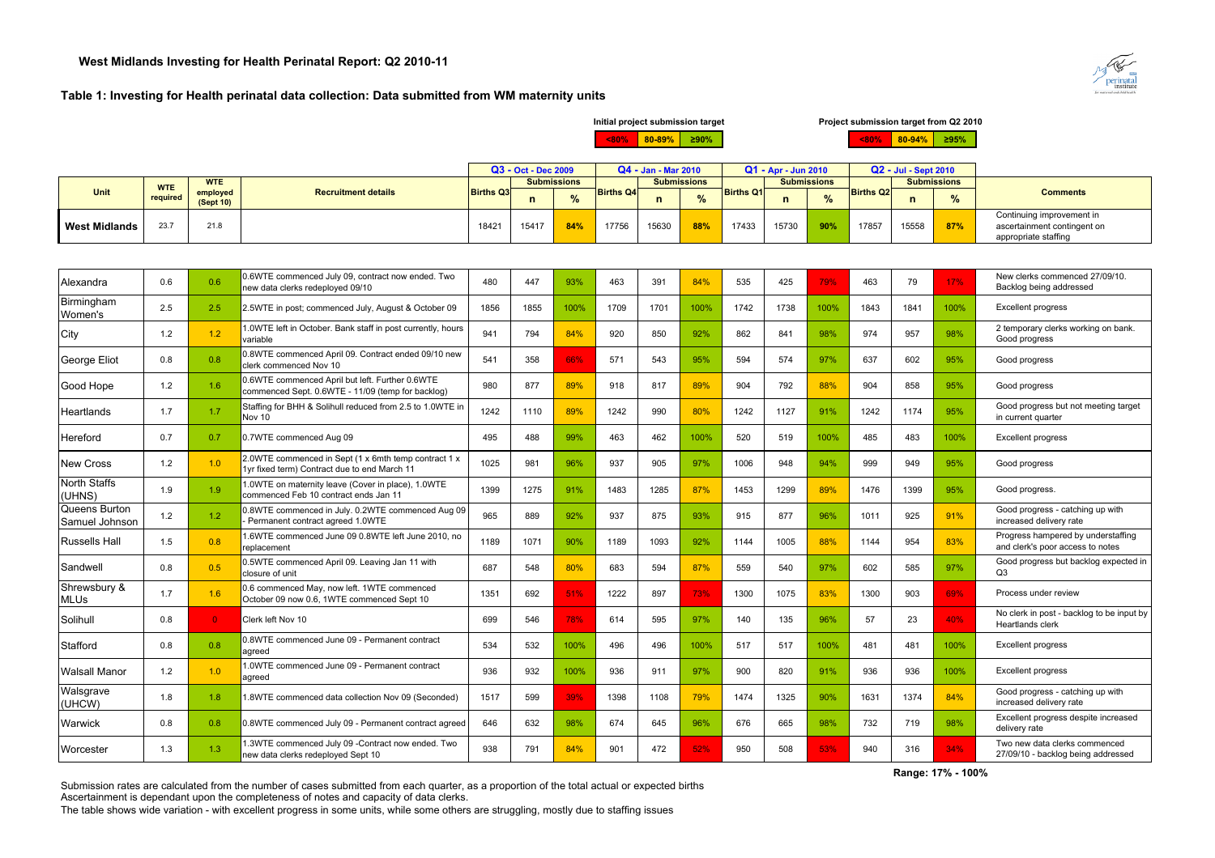## West Midlands Investing for Health Perinatal Report: Q2 2010-11

### Table 1: Investing for Health perinatal data collection: Data submitted from WM maternity units

Initial project submission target: <80% | 80-89% | ≥90%

Project submission target from Q2 2010: <80% | 80-94% | ≥95%

| Unit | WTE required | WTE employed (Sept 10) | Recruitment details | Q3 - Oct - Dec 2009 | | | Q4 - Jan - Mar 2010 | | | Q1 - Apr - Jun 2010 | | | Q2 - Jul - Sept 2010 | | | Comments |
|---|---|---|---|---|---|---|---|---|---|---|---|---|---|---|---|---|
| | | | | Births Q3 | Submissions n | Submissions % | Births Q4 | Submissions n | Submissions % | Births Q1 | Submissions n | Submissions % | Births Q2 | Submissions n | Submissions % | |
| **West Midlands** | 23.7 | 21.8 | | 18421 | 15417 | 84% | 17756 | 15630 | 88% | 17433 | 15730 | 90% | 17857 | 15558 | 87% | Continuing improvement in ascertainment contingent on appropriate staffing |
| Alexandra | 0.6 | 0.6 | 0.6WTE commenced July 09, contract now ended. Two new data clerks redeployed 09/10 | 480 | 447 | 93% | 463 | 391 | 84% | 535 | 425 | 79% | 463 | 79 | 17% | New clerks commenced 27/09/10. Backlog being addressed |
| Birmingham Women's | 2.5 | 2.5 | 2.5WTE in post; commenced July, August & October 09 | 1856 | 1855 | 100% | 1709 | 1701 | 100% | 1742 | 1738 | 100% | 1843 | 1841 | 100% | Excellent progress |
| City | 1.2 | 1.2 | 1.0WTE left in October. Bank staff in post currently, hours variable | 941 | 794 | 84% | 920 | 850 | 92% | 862 | 841 | 98% | 974 | 957 | 98% | 2 temporary clerks working on bank. Good progress |
| George Eliot | 0.8 | 0.8 | 0.8WTE commenced April 09. Contract ended 09/10 new clerk commenced Nov 10 | 541 | 358 | 66% | 571 | 543 | 95% | 594 | 574 | 97% | 637 | 602 | 95% | Good progress |
| Good Hope | 1.2 | 1.6 | 0.6WTE commenced April but left. Further 0.6WTE commenced Sept. 0.6WTE - 11/09 (temp for backlog) | 980 | 877 | 89% | 918 | 817 | 89% | 904 | 792 | 88% | 904 | 858 | 95% | Good progress |
| Heartlands | 1.7 | 1.7 | Staffing for BHH & Solihull reduced from 2.5 to 1.0WTE in Nov 10 | 1242 | 1110 | 89% | 1242 | 990 | 80% | 1242 | 1127 | 91% | 1242 | 1174 | 95% | Good progress but not meeting target in current quarter |
| Hereford | 0.7 | 0.7 | 0.7WTE commenced Aug 09 | 495 | 488 | 99% | 463 | 462 | 100% | 520 | 519 | 100% | 485 | 483 | 100% | Excellent progress |
| New Cross | 1.2 | 1.0 | 2.0WTE commenced in Sept (1 x 6mth temp contract 1 x 1yr fixed term) Contract due to end March 11 | 1025 | 981 | 96% | 937 | 905 | 97% | 1006 | 948 | 94% | 999 | 949 | 95% | Good progress |
| North Staffs (UHNS) | 1.9 | 1.9 | 1.0WTE on maternity leave (Cover in place), 1.0WTE commenced Feb 10 contract ends Jan 11 | 1399 | 1275 | 91% | 1483 | 1285 | 87% | 1453 | 1299 | 89% | 1476 | 1399 | 95% | Good progress. |
| Queens Burton Samuel Johnson | 1.2 | 1.2 | 0.8WTE commenced in July. 0.2WTE commenced Aug 09 - Permanent contract agreed 1.0WTE | 965 | 889 | 92% | 937 | 875 | 93% | 915 | 877 | 96% | 1011 | 925 | 91% | Good progress - catching up with increased delivery rate |
| Russells Hall | 1.5 | 0.8 | 1.6WTE commenced June 09 0.8WTE left June 2010, no replacement | 1189 | 1071 | 90% | 1189 | 1093 | 92% | 1144 | 1005 | 88% | 1144 | 954 | 83% | Progress hampered by understaffing and clerk's poor access to notes |
| Sandwell | 0.8 | 0.5 | 0.5WTE commenced April 09. Leaving Jan 11 with closure of unit | 687 | 548 | 80% | 683 | 594 | 87% | 559 | 540 | 97% | 602 | 585 | 97% | Good progress but backlog expected in Q3 |
| Shrewsbury & MLUs | 1.7 | 1.6 | 0.6 commenced May, now left. 1WTE commenced October 09 now 0.6, 1WTE commenced Sept 10 | 1351 | 692 | 51% | 1222 | 897 | 73% | 1300 | 1075 | 83% | 1300 | 903 | 69% | Process under review |
| Solihull | 0.8 | 0 | Clerk left Nov 10 | 699 | 546 | 78% | 614 | 595 | 97% | 140 | 135 | 96% | 57 | 23 | 40% | No clerk in post - backlog to be input by Heartlands clerk |
| Stafford | 0.8 | 0.8 | 0.8WTE commenced June 09 - Permanent contract agreed | 534 | 532 | 100% | 496 | 496 | 100% | 517 | 517 | 100% | 481 | 481 | 100% | Excellent progress |
| Walsall Manor | 1.2 | 1.0 | 1.0WTE commenced June 09 - Permanent contract agreed | 936 | 932 | 100% | 936 | 911 | 97% | 900 | 820 | 91% | 936 | 936 | 100% | Excellent progress |
| Walsgrave (UHCW) | 1.8 | 1.8 | 1.8WTE commenced data collection Nov 09 (Seconded) | 1517 | 599 | 39% | 1398 | 1108 | 79% | 1474 | 1325 | 90% | 1631 | 1374 | 84% | Good progress - catching up with increased delivery rate |
| Warwick | 0.8 | 0.8 | 0.8WTE commenced July 09 - Permanent contract agreed | 646 | 632 | 98% | 674 | 645 | 96% | 676 | 665 | 98% | 732 | 719 | 98% | Excellent progress despite increased delivery rate |
| Worcester | 1.3 | 1.3 | 1.3WTE commenced July 09 -Contract now ended. Two new data clerks redeployed Sept 10 | 938 | 791 | 84% | 901 | 472 | 52% | 950 | 508 | 53% | 940 | 316 | 34% | Two new data clerks commenced 27/09/10 - backlog being addressed |

**Range: 17% - 100%**

Submission rates are calculated from the number of cases submitted from each quarter, as a proportion of the total actual or expected births
Ascertainment is dependant upon the completeness of notes and capacity of data clerks.
The table shows wide variation - with excellent progress in some units, while some others are struggling, mostly due to staffing issues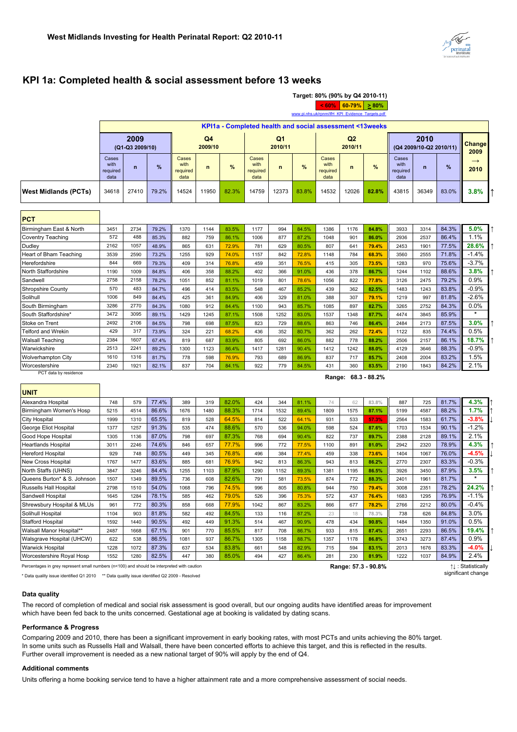## West Midlands Investing for Health Perinatal Report: Q2 2010-11

# KPI 1a: Completed health & social assessment before 13 weeks

**Target: 80% (90% by Q4 2010-11)**

< 60% | 60-79% | ≥ 80%

www.pi.nhs.uk/rpnm/IfH_KPI_Evidence_Targets.pdf

| KPI1a - Completed health and social assessment <13weeks | 2009 (Q1-Q3 2009/10) | | | Q4 2009/10 | | | Q1 2010/11 | | | Q2 2010/11 | | | 2010 (Q4 2009/10-Q2 2010/11) | | | Change 2009 → 2010 | |
|---|---|---|---|---|---|---|---|---|---|---|---|---|---|---|---|---|---|
| | Cases with required data | n | % | Cases with required data | n | % | Cases with required data | n | % | Cases with required data | n | % | Cases with required data | n | % | | |
| **West Midlands (PCTs)** | 34618 | 27410 | 79.2% | 14524 | 11950 | 82.3% | 14759 | 12373 | 83.8% | 14532 | 12026 | 82.8% | 43815 | 36349 | 83.0% | 3.8% | ↑ |
| **PCT** | | | | | | | | | | | | | | | | | |
| Birmingham East & North | 3451 | 2734 | 79.2% | 1370 | 1144 | 83.5% | 1177 | 994 | 84.5% | 1386 | 1176 | 84.8% | 3933 | 3314 | 84.3% | 5.0% | ↑ |
| Coventry Teaching | 572 | 488 | 85.3% | 882 | 759 | 86.1% | 1006 | 877 | 87.2% | 1048 | 901 | 86.0% | 2936 | 2537 | 86.4% | 1.1% | |
| Dudley | 2162 | 1057 | 48.9% | 865 | 631 | 72.9% | 781 | 629 | 80.5% | 807 | 641 | 79.4% | 2453 | 1901 | 77.5% | 28.6% | ↑ |
| Heart of Bham Teaching | 3539 | 2590 | 73.2% | 1255 | 929 | 74.0% | 1157 | 842 | 72.8% | 1148 | 784 | 68.3% | 3560 | 2555 | 71.8% | -1.4% | |
| Herefordshire | 844 | 669 | 79.3% | 409 | 314 | 76.8% | 459 | 351 | 76.5% | 415 | 305 | 73.5% | 1283 | 970 | 75.6% | -3.7% | |
| North Staffordshire | 1190 | 1009 | 84.8% | 406 | 358 | 88.2% | 402 | 366 | 91.0% | 436 | 378 | 86.7% | 1244 | 1102 | 88.6% | 3.8% | ↑ |
| Sandwell | 2758 | 2158 | 78.2% | 1051 | 852 | 81.1% | 1019 | 801 | 78.6% | 1056 | 822 | 77.8% | 3126 | 2475 | 79.2% | 0.9% | |
| Shropshire County | 570 | 483 | 84.7% | 496 | 414 | 83.5% | 548 | 467 | 85.2% | 439 | 362 | 82.5% | 1483 | 1243 | 83.8% | -0.9% | |
| Solihull | 1006 | 849 | 84.4% | 425 | 361 | 84.9% | 406 | 329 | 81.0% | 388 | 307 | 79.1% | 1219 | 997 | 81.8% | -2.6% | |
| South Birmingham | 3286 | 2770 | 84.3% | 1080 | 912 | 84.4% | 1100 | 943 | 85.7% | 1085 | 897 | 82.7% | 3265 | 2752 | 84.3% | 0.0% | |
| South Staffordshire* | 3472 | 3095 | 89.1% | 1429 | 1245 | 87.1% | 1508 | 1252 | 83.0% | 1537 | 1348 | 87.7% | 4474 | 3845 | 85.9% | * | |
| Stoke on Trent | 2492 | 2106 | 84.5% | 798 | 698 | 87.5% | 823 | 729 | 88.6% | 863 | 746 | 86.4% | 2484 | 2173 | 87.5% | 3.0% | ↑ |
| Telford and Wrekin | 429 | 317 | 73.9% | 324 | 221 | 68.2% | 436 | 352 | 80.7% | 362 | 262 | 72.4% | 1122 | 835 | 74.4% | 0.5% | |
| Walsall Teaching | 2384 | 1607 | 67.4% | 819 | 687 | 83.9% | 805 | 692 | 86.0% | 882 | 778 | 88.2% | 2506 | 2157 | 86.1% | 18.7% | ↑ |
| Warwickshire | 2513 | 2241 | 89.2% | 1300 | 1123 | 86.4% | 1417 | 1281 | 90.4% | 1412 | 1242 | 88.0% | 4129 | 3646 | 88.3% | -0.9% | |
| Wolverhampton City | 1610 | 1316 | 81.7% | 778 | 598 | 76.9% | 793 | 689 | 86.9% | 837 | 717 | 85.7% | 2408 | 2004 | 83.2% | 1.5% | |
| Worcestershire | 2340 | 1921 | 82.1% | 837 | 704 | 84.1% | 922 | 779 | 84.5% | 431 | 360 | 83.5% | 2190 | 1843 | 84.2% | 2.1% | |
| **UNIT** | | | | | | | | | | | | | | | | | |
| Alexandra Hospital | 748 | 579 | 77.4% | 389 | 319 | 82.0% | 424 | 344 | 81.1% | 74 | 62 | 83.8% | 887 | 725 | 81.7% | 4.3% | ↑ |
| Birmingham Women's Hosp | 5215 | 4514 | 86.6% | 1676 | 1480 | 88.3% | 1714 | 1532 | 89.4% | 1809 | 1575 | 87.1% | 5199 | 4587 | 88.2% | 1.7% | ↑ |
| City Hospital | 1999 | 1310 | 65.5% | 819 | 528 | 64.5% | 814 | 522 | 64.1% | 931 | 533 | 57.3% | 2564 | 1583 | 61.7% | -3.8% | ↓ |
| George Eliot Hospital | 1377 | 1257 | 91.3% | 535 | 474 | 88.6% | 570 | 536 | 94.0% | 598 | 524 | 87.6% | 1703 | 1534 | 90.1% | -1.2% | |
| Good Hope Hospital | 1305 | 1136 | 87.0% | 798 | 697 | 87.3% | 768 | 694 | 90.4% | 822 | 737 | 89.7% | 2388 | 2128 | 89.1% | 2.1% | |
| Heartlands Hospital | 3011 | 2246 | 74.6% | 846 | 657 | 77.7% | 996 | 772 | 77.5% | 1100 | 891 | 81.0% | 2942 | 2320 | 78.9% | 4.3% | ↑ |
| Hereford Hospital | 929 | 748 | 80.5% | 449 | 345 | 76.8% | 496 | 384 | 77.4% | 459 | 338 | 73.6% | 1404 | 1067 | 76.0% | -4.5% | ↓ |
| New Cross Hospital | 1767 | 1477 | 83.6% | 885 | 681 | 76.9% | 942 | 813 | 86.3% | 943 | 813 | 86.2% | 2770 | 2307 | 83.3% | -0.3% | |
| North Staffs (UHNS) | 3847 | 3246 | 84.4% | 1255 | 1103 | 87.9% | 1290 | 1152 | 89.3% | 1381 | 1195 | 86.5% | 3926 | 3450 | 87.9% | 3.5% | ↑ |
| Queens Burton* & S. Johnson | 1507 | 1349 | 89.5% | 736 | 608 | 82.6% | 791 | 581 | 73.5% | 874 | 772 | 88.3% | 2401 | 1961 | 81.7% | * | |
| Russells Hall Hospital | 2798 | 1510 | 54.0% | 1068 | 796 | 74.5% | 996 | 805 | 80.8% | 944 | 750 | 79.4% | 3008 | 2351 | 78.2% | 24.2% | ↑ |
| Sandwell Hospital | 1645 | 1284 | 78.1% | 585 | 462 | 79.0% | 526 | 396 | 75.3% | 572 | 437 | 76.4% | 1683 | 1295 | 76.9% | -1.1% | |
| Shrewsbury Hospital & MLUs | 961 | 772 | 80.3% | 858 | 668 | 77.9% | 1042 | 867 | 83.2% | 866 | 677 | 78.2% | 2766 | 2212 | 80.0% | -0.4% | |
| Solihull Hospital | 1104 | 903 | 81.8% | 582 | 492 | 84.5% | 133 | 116 | 87.2% | 23 | 18 | 78.3% | 738 | 626 | 84.8% | 3.0% | |
| Stafford Hospital | 1592 | 1440 | 90.5% | 492 | 449 | 91.3% | 514 | 467 | 90.9% | 478 | 434 | 90.8% | 1484 | 1350 | 91.0% | 0.5% | |
| Walsall Manor Hospital** | 2487 | 1668 | 67.1% | 901 | 770 | 85.5% | 817 | 708 | 86.7% | 933 | 815 | 87.4% | 2651 | 2293 | 86.5% | 19.4% | ↑ |
| Walsgrave Hospital (UHCW) | 622 | 538 | 86.5% | 1081 | 937 | 86.7% | 1305 | 1158 | 88.7% | 1357 | 1178 | 86.8% | 3743 | 3273 | 87.4% | 0.9% | |
| Warwick Hospital | 1228 | 1072 | 87.3% | 637 | 534 | 83.8% | 661 | 548 | 82.9% | 715 | 594 | 83.1% | 2013 | 1676 | 83.3% | -4.0% | ↓ |
| Worcestershire Royal Hosp | 1552 | 1280 | 82.5% | 447 | 380 | 85.0% | 494 | 427 | 86.4% | 281 | 230 | 81.9% | 1222 | 1037 | 84.9% | 2.4% | |

PCT data by residence

Range: 68.3 - 88.2% (PCT)

Range: 57.3 - 90.8% (UNIT)

Percentages in grey represent small numbers (n<100) and should be interpreted with caution

* Data quality issue identified Q1 2010 ** Data quality issue identified Q2 2009 - Resolved

↑↓ : Statistically significant change

### Data quality

The record of completion of medical and social risk assessment is good overall, but our ongoing audits have identified areas for improvement which have been fed back to the units concerned. Gestational age at booking is validated by dating scans.

### Performance & Progress

Comparing 2009 and 2010, there has been a significant improvement in early booking rates, with most PCTs and units achieving the 80% target. In some units such as Russells Hall and Walsall, there have been concerted efforts to achieve this target, and this is reflected in the results. Further overall improvement is needed as a new national target of 90% will apply by the end of Q4.

### Additional comments

Units offering a home booking service tend to have a higher attainment rate and a more comprehensive assessment of social needs.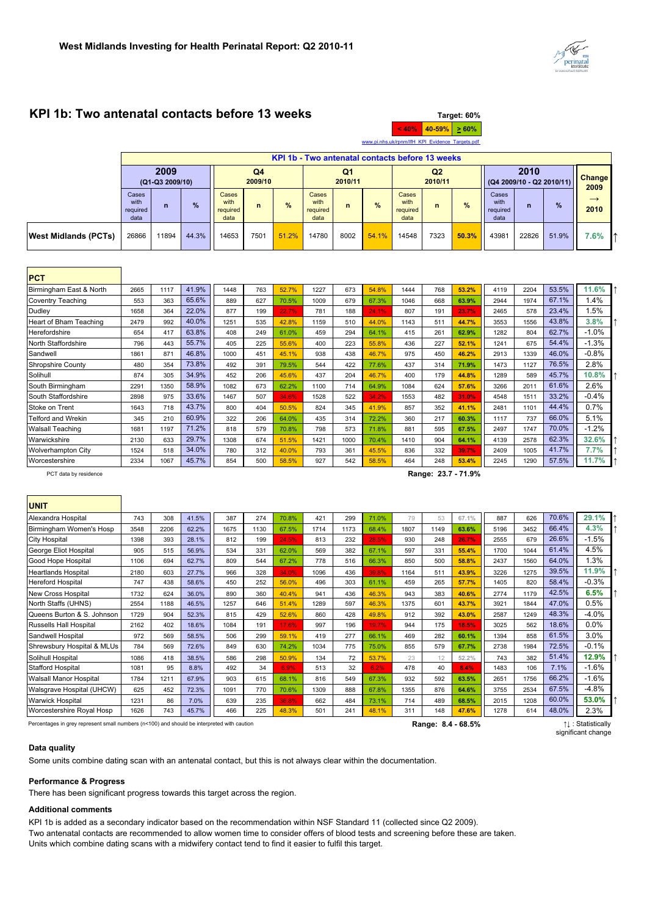### West Midlands Investing for Health Perinatal Report: Q2 2010-11

## KPI 1b: Two antenatal contacts before 13 weeks

**Target: 60%**

< 40% | 40-59% | ≥ 60%

www.pi.nhs.uk/rpnm/IfH_KPI_Evidence_Targets.pdf

**KPI 1b - Two antenatal contacts before 13 weeks**

| | 2009 (Q1-Q3 2009/10) | | | Q4 2009/10 | | | Q1 2010/11 | | | Q2 2010/11 | | | 2010 (Q4 2009/10 - Q2 2010/11) | | | Change 2009 → 2010 | |
|---|---|---|---|---|---|---|---|---|---|---|---|---|---|---|---|---|---|
| | Cases with required data | n | % | Cases with required data | n | % | Cases with required data | n | % | Cases with required data | n | % | Cases with required data | n | % | | |
| **West Midlands (PCTs)** | 26866 | 11894 | 44.3% | 14653 | 7501 | 51.2% | 14780 | 8002 | 54.1% | 14548 | 7323 | 50.3% | 43981 | 22826 | 51.9% | 7.6% | ↑ |
| **PCT** | | | | | | | | | | | | | | | | | |
| Birmingham East & North | 2665 | 1117 | 41.9% | 1448 | 763 | 52.7% | 1227 | 673 | 54.8% | 1444 | 768 | 53.2% | 4119 | 2204 | 53.5% | 11.6% | ↑ |
| Coventry Teaching | 553 | 363 | 65.6% | 889 | 627 | 70.5% | 1009 | 679 | 67.3% | 1046 | 668 | 63.9% | 2944 | 1974 | 67.1% | 1.4% | |
| Dudley | 1658 | 364 | 22.0% | 877 | 199 | 22.7% | 781 | 188 | 24.1% | 807 | 191 | 23.7% | 2465 | 578 | 23.4% | 1.5% | |
| Heart of Bham Teaching | 2479 | 992 | 40.0% | 1251 | 535 | 42.8% | 1159 | 510 | 44.0% | 1143 | 511 | 44.7% | 3553 | 1556 | 43.8% | 3.8% | ↑ |
| Herefordshire | 654 | 417 | 63.8% | 408 | 249 | 61.0% | 459 | 294 | 64.1% | 415 | 261 | 62.9% | 1282 | 804 | 62.7% | -1.0% | |
| North Staffordshire | 796 | 443 | 55.7% | 405 | 225 | 55.6% | 400 | 223 | 55.8% | 436 | 227 | 52.1% | 1241 | 675 | 54.4% | -1.3% | |
| Sandwell | 1861 | 871 | 46.8% | 1000 | 451 | 45.1% | 938 | 438 | 46.7% | 975 | 450 | 46.2% | 2913 | 1339 | 46.0% | -0.8% | |
| Shropshire County | 480 | 354 | 73.8% | 492 | 391 | 79.5% | 544 | 422 | 77.6% | 437 | 314 | 71.9% | 1473 | 1127 | 76.5% | 2.8% | |
| Solihull | 874 | 305 | 34.9% | 452 | 206 | 45.6% | 437 | 204 | 46.7% | 400 | 179 | 44.8% | 1289 | 589 | 45.7% | 10.8% | ↑ |
| South Birmingham | 2291 | 1350 | 58.9% | 1082 | 673 | 62.2% | 1100 | 714 | 64.9% | 1084 | 624 | 57.6% | 3266 | 2011 | 61.6% | 2.6% | |
| South Staffordshire | 2898 | 975 | 33.6% | 1467 | 507 | 34.6% | 1528 | 522 | 34.2% | 1553 | 482 | 31.0% | 4548 | 1511 | 33.2% | -0.4% | |
| Stoke on Trent | 1643 | 718 | 43.7% | 800 | 404 | 50.5% | 824 | 345 | 41.9% | 857 | 352 | 41.1% | 2481 | 1101 | 44.4% | 0.7% | |
| Telford and Wrekin | 345 | 210 | 60.9% | 322 | 206 | 64.0% | 435 | 314 | 72.2% | 360 | 217 | 60.3% | 1117 | 737 | 66.0% | 5.1% | |
| Walsall Teaching | 1681 | 1197 | 71.2% | 818 | 579 | 70.8% | 798 | 573 | 71.8% | 881 | 595 | 67.5% | 2497 | 1747 | 70.0% | -1.2% | |
| Warwickshire | 2130 | 633 | 29.7% | 1308 | 674 | 51.5% | 1421 | 1000 | 70.4% | 1410 | 904 | 64.1% | 4139 | 2578 | 62.3% | 32.6% | ↑ |
| Wolverhampton City | 1524 | 518 | 34.0% | 780 | 312 | 40.0% | 793 | 361 | 45.5% | 836 | 332 | 39.7% | 2409 | 1005 | 41.7% | 7.7% | ↑ |
| Worcestershire | 2334 | 1067 | 45.7% | 854 | 500 | 58.5% | 927 | 542 | 58.5% | 464 | 248 | 53.4% | 2245 | 1290 | 57.5% | 11.7% | ↑ |

PCT data by residence

**Range: 23.7 - 71.9%**

| **UNIT** | | | | | | | | | | | | | | | | | |
|---|---|---|---|---|---|---|---|---|---|---|---|---|---|---|---|---|---|
| Alexandra Hospital | 743 | 308 | 41.5% | 387 | 274 | 70.8% | 421 | 299 | 71.0% | 79 | 53 | 67.1% | 887 | 626 | 70.6% | 29.1% | ↑ |
| Birmingham Women's Hosp | 3548 | 2206 | 62.2% | 1675 | 1130 | 67.5% | 1714 | 1173 | 68.4% | 1807 | 1149 | 63.6% | 5196 | 3452 | 66.4% | 4.3% | ↑ |
| City Hospital | 1398 | 393 | 28.1% | 812 | 199 | 24.5% | 813 | 232 | 28.5% | 930 | 248 | 26.7% | 2555 | 679 | 26.6% | -1.5% | |
| George Eliot Hospital | 905 | 515 | 56.9% | 534 | 331 | 62.0% | 569 | 382 | 67.1% | 597 | 331 | 55.4% | 1700 | 1044 | 61.4% | 4.5% | |
| Good Hope Hospital | 1106 | 694 | 62.7% | 809 | 544 | 67.2% | 778 | 516 | 66.3% | 850 | 500 | 58.8% | 2437 | 1560 | 64.0% | 1.3% | |
| Heartlands Hospital | 2180 | 603 | 27.7% | 966 | 328 | 34.0% | 1096 | 436 | 39.8% | 1164 | 511 | 43.9% | 3226 | 1275 | 39.5% | 11.9% | ↑ |
| Hereford Hospital | 747 | 438 | 58.6% | 450 | 252 | 56.0% | 496 | 303 | 61.1% | 459 | 265 | 57.7% | 1405 | 820 | 58.4% | -0.3% | |
| New Cross Hospital | 1732 | 624 | 36.0% | 890 | 360 | 40.4% | 941 | 436 | 46.3% | 943 | 383 | 40.6% | 2774 | 1179 | 42.5% | 6.5% | ↑ |
| North Staffs (UHNS) | 2554 | 1188 | 46.5% | 1257 | 646 | 51.4% | 1289 | 597 | 46.3% | 1375 | 601 | 43.7% | 3921 | 1844 | 47.0% | 0.5% | |
| Queens Burton & S. Johnson | 1729 | 904 | 52.3% | 815 | 429 | 52.6% | 860 | 428 | 49.8% | 912 | 392 | 43.0% | 2587 | 1249 | 48.3% | -4.0% | |
| Russells Hall Hospital | 2162 | 402 | 18.6% | 1084 | 191 | 17.6% | 997 | 196 | 19.7% | 944 | 175 | 18.5% | 3025 | 562 | 18.6% | 0.0% | |
| Sandwell Hospital | 972 | 569 | 58.5% | 506 | 299 | 59.1% | 419 | 277 | 66.1% | 469 | 282 | 60.1% | 1394 | 858 | 61.5% | 3.0% | |
| Shrewsbury Hospital & MLUs | 784 | 569 | 72.6% | 849 | 630 | 74.2% | 1034 | 775 | 75.0% | 855 | 579 | 67.7% | 2738 | 1984 | 72.5% | -0.1% | |
| Solihull Hospital | 1086 | 418 | 38.5% | 586 | 298 | 50.9% | 134 | 72 | 53.7% | 23 | 12 | 52.2% | 743 | 382 | 51.4% | 12.9% | ↑ |
| Stafford Hospital | 1081 | 95 | 8.8% | 492 | 34 | 6.9% | 513 | 32 | 6.2% | 478 | 40 | 8.4% | 1483 | 106 | 7.1% | -1.6% | |
| Walsall Manor Hospital | 1784 | 1211 | 67.9% | 903 | 615 | 68.1% | 816 | 549 | 67.3% | 932 | 592 | 63.5% | 2651 | 1756 | 66.2% | -1.6% | |
| Walsgrave Hospital (UHCW) | 625 | 452 | 72.3% | 1091 | 770 | 70.6% | 1309 | 888 | 67.8% | 1355 | 876 | 64.6% | 3755 | 2534 | 67.5% | -4.8% | |
| Warwick Hospital | 1231 | 86 | 7.0% | 639 | 235 | 36.8% | 662 | 484 | 73.1% | 714 | 489 | 68.5% | 2015 | 1208 | 60.0% | 53.0% | ↑ |
| Worcestershire Royal Hosp | 1626 | 743 | 45.7% | 466 | 225 | 48.3% | 501 | 241 | 48.1% | 311 | 148 | 47.6% | 1278 | 614 | 48.0% | 2.3% | |

Percentages in grey represent small numbers (n<100) and should be interpreted with caution

**Range: 8.4 - 68.5%**

↑↓ : Statistically significant change

### Data quality

Some units combine dating scan with an antenatal contact, but this is not always clear within the documentation.

### Performance & Progress

There has been significant progress towards this target across the region.

### Additional comments

KPI 1b is added as a secondary indicator based on the recommendation within NSF Standard 11 (collected since Q2 2009).
Two antenatal contacts are recommended to allow women time to consider offers of blood tests and screening before these are taken.
Units which combine dating scans with a midwifery contact tend to find it easier to fulfil this target.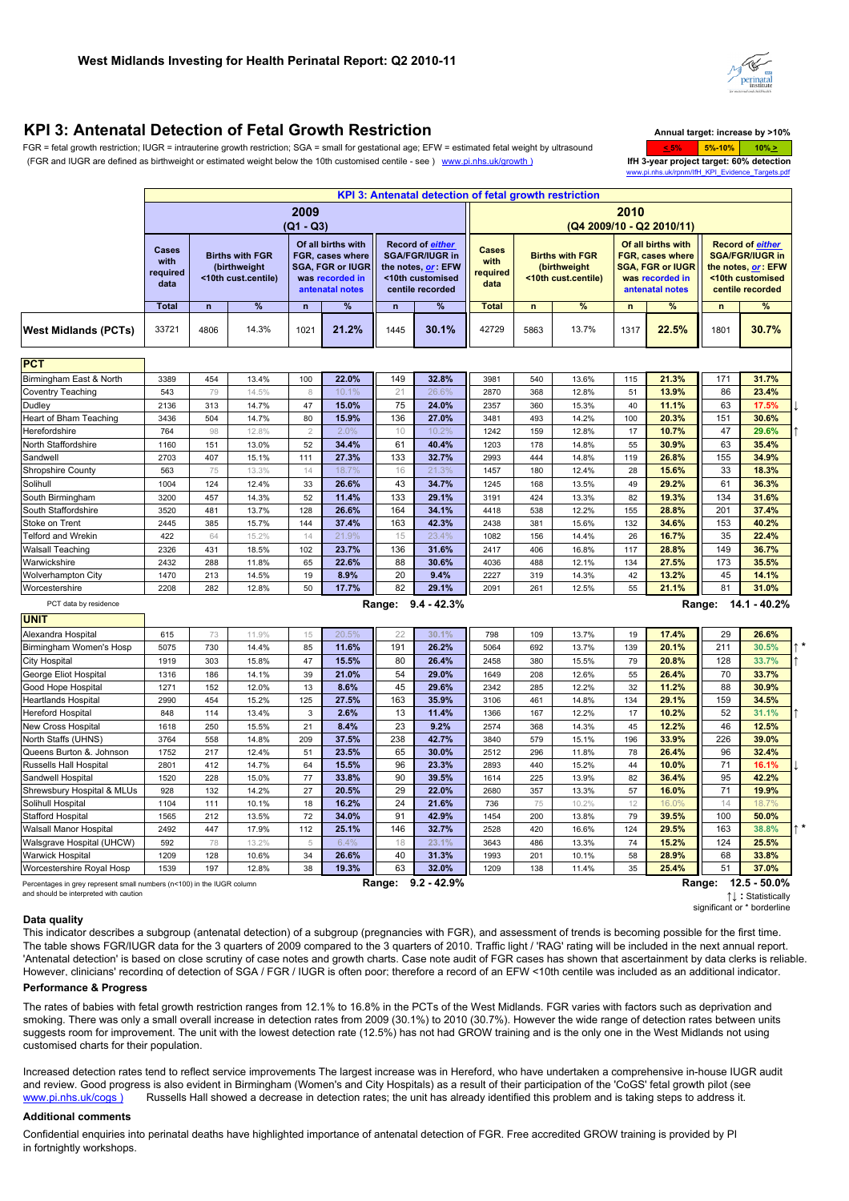## West Midlands Investing for Health Perinatal Report: Q2 2010-11

# KPI 3: Antenatal Detection of Fetal Growth Restriction

FGR = fetal growth restriction; IUGR = intrauterine growth restriction; SGA = small for gestational age; EFW = estimated fetal weight by ultrasound
(FGR and IUGR are defined as birthweight or estimated weight below the 10th customised centile - see ) www.pi.nhs.uk/growth )

**Annual target: increase by >10%**

< 5% | 5%-10% | 10% >

**IfH 3-year project target: 60% detection**
www.pi.nhs.uk/rpnm/IfH_KPI_Evidence_Targets.pdf

| KPI 3: Antenatal detection of fetal growth restriction | | | | | | | | | | | | | | | |
|---|---|---|---|---|---|---|---|---|---|---|---|---|---|---|---|
| | 2009 (Q1 - Q3) | | | | | | | 2010 (Q4 2009/10 - Q2 2010/11) | | | | | | | |
| | Cases with required data | Births with FGR (birthweight <10th cust.centile) | | Of all births with FGR, cases where SGA, FGR or IUGR was recorded in antenatal notes | | Record of either SGA/FGR/IUGR in the notes, or: EFW <10th customised centile recorded | | Cases with required data | Births with FGR (birthweight <10th cust.centile) | | Of all births with FGR, cases where SGA, FGR or IUGR was recorded in antenatal notes | | Record of either SGA/FGR/IUGR in the notes, or: EFW <10th customised centile recorded | | |
| | Total | n | % | n | % | n | % | Total | n | % | n | % | n | % | |
| **West Midlands (PCTs)** | 33721 | 4806 | 14.3% | 1021 | **21.2%** | 1445 | **30.1%** | 42729 | 5863 | 13.7% | 1317 | **22.5%** | 1801 | **30.7%** | |
| **PCT** | | | | | | | | | | | | | | | |
| Birmingham East & North | 3389 | 454 | 13.4% | 100 | **22.0%** | 149 | **32.8%** | 3981 | 540 | 13.6% | 115 | **21.3%** | 171 | **31.7%** | |
| Coventry Teaching | 543 | 79 | 14.5% | 8 | 10.1% | 21 | 26.6% | 2870 | 368 | 12.8% | 51 | **13.9%** | 86 | **23.4%** | |
| Dudley | 2136 | 313 | 14.7% | 47 | **15.0%** | 75 | **24.0%** | 2357 | 360 | 15.3% | 40 | **11.1%** | 63 | **17.5%** | ↓ |
| Heart of Bham Teaching | 3436 | 504 | 14.7% | 80 | **15.9%** | 136 | **27.0%** | 3481 | 493 | 14.2% | 100 | **20.3%** | 151 | **30.6%** | |
| Herefordshire | 764 | 98 | 12.8% | 2 | 2.0% | 10 | 10.2% | 1242 | 159 | 12.8% | 17 | **10.7%** | 47 | **29.6%** | ↑ |
| North Staffordshire | 1160 | 151 | 13.0% | 52 | **34.4%** | 61 | **40.4%** | 1203 | 178 | 14.8% | 55 | **30.9%** | 63 | **35.4%** | |
| Sandwell | 2703 | 407 | 15.1% | 111 | **27.3%** | 133 | **32.7%** | 2993 | 444 | 14.8% | 119 | **26.8%** | 155 | **34.9%** | |
| Shropshire County | 563 | 75 | 13.3% | 14 | 18.7% | 16 | 21.3% | 1457 | 180 | 12.4% | 28 | **15.6%** | 33 | **18.3%** | |
| Solihull | 1004 | 124 | 12.4% | 33 | **26.6%** | 43 | **34.7%** | 1245 | 168 | 13.5% | 49 | **29.2%** | 61 | **36.3%** | |
| South Birmingham | 3200 | 457 | 14.3% | 52 | **11.4%** | 133 | **29.1%** | 3191 | 424 | 13.3% | 82 | **19.3%** | 134 | **31.6%** | |
| South Staffordshire | 3520 | 481 | 13.7% | 128 | **26.6%** | 164 | **34.1%** | 4418 | 538 | 12.2% | 155 | **28.8%** | 201 | **37.4%** | |
| Stoke on Trent | 2445 | 385 | 15.7% | 144 | **37.4%** | 163 | **42.3%** | 2438 | 381 | 15.6% | 132 | **34.6%** | 153 | **40.2%** | |
| Telford and Wrekin | 422 | 64 | 15.2% | 14 | 21.9% | 15 | 23.4% | 1082 | 156 | 14.4% | 26 | **16.7%** | 35 | **22.4%** | |
| Walsall Teaching | 2326 | 431 | 18.5% | 102 | **23.7%** | 136 | **31.6%** | 2417 | 406 | 16.8% | 117 | **28.8%** | 149 | **36.7%** | |
| Warwickshire | 2432 | 288 | 11.8% | 65 | **22.6%** | 88 | **30.6%** | 4036 | 488 | 12.1% | 134 | **27.5%** | 173 | **35.5%** | |
| Wolverhampton City | 1470 | 213 | 14.5% | 19 | **8.9%** | 20 | **9.4%** | 2227 | 319 | 14.3% | 42 | **13.2%** | 45 | **14.1%** | |
| Worcestershire | 2208 | 282 | 12.8% | 50 | **17.7%** | 82 | **29.1%** | 2091 | 261 | 12.5% | 55 | **21.1%** | 81 | **31.0%** | |
| PCT data by residence | | | | | Range: | 9.4 - 42.3% | | | | | | Range: | 14.1 - 40.2% | | |
| **UNIT** | | | | | | | | | | | | | | | |
| Alexandra Hospital | 615 | 73 | 11.9% | 15 | 20.5% | 22 | 30.1% | 798 | 109 | 13.7% | 19 | **17.4%** | 29 | **26.6%** | |
| Birmingham Women's Hosp | 5075 | 730 | 14.4% | 85 | **11.6%** | 191 | **26.2%** | 5064 | 692 | 13.7% | 139 | **20.1%** | 211 | **30.5%** | ↑ * |
| City Hospital | 1919 | 303 | 15.8% | 47 | **15.5%** | 80 | **26.4%** | 2458 | 380 | 15.5% | 79 | **20.8%** | 128 | **33.7%** | ↑ |
| George Eliot Hospital | 1316 | 186 | 14.1% | 39 | **21.0%** | 54 | **29.0%** | 1649 | 208 | 12.6% | 55 | **26.4%** | 70 | **33.7%** | |
| Good Hope Hospital | 1271 | 152 | 12.0% | 13 | **8.6%** | 45 | **29.6%** | 2342 | 285 | 12.2% | 32 | **11.2%** | 88 | **30.9%** | |
| Heartlands Hospital | 2990 | 454 | 15.2% | 125 | **27.5%** | 163 | **35.9%** | 3106 | 461 | 14.8% | 134 | **29.1%** | 159 | **34.5%** | |
| Hereford Hospital | 848 | 114 | 13.4% | 3 | **2.6%** | 13 | **11.4%** | 1366 | 167 | 12.2% | 17 | **10.2%** | 52 | **31.1%** | ↑ |
| New Cross Hospital | 1618 | 250 | 15.5% | 21 | **8.4%** | 23 | **9.2%** | 2574 | 368 | 14.3% | 45 | **12.2%** | 46 | **12.5%** | |
| North Staffs (UHNS) | 3764 | 558 | 14.8% | 209 | **37.5%** | 238 | **42.7%** | 3840 | 579 | 15.1% | 196 | **33.9%** | 226 | **39.0%** | |
| Queens Burton & Johnson | 1752 | 217 | 12.4% | 51 | **23.5%** | 65 | **30.0%** | 2512 | 296 | 11.8% | 78 | **26.4%** | 96 | **32.4%** | |
| Russells Hall Hospital | 2801 | 412 | 14.7% | 64 | **15.5%** | 96 | **23.3%** | 2893 | 440 | 15.2% | 44 | **10.0%** | 71 | **16.1%** | ↓ |
| Sandwell Hospital | 1520 | 228 | 15.0% | 77 | **33.8%** | 90 | **39.5%** | 1614 | 225 | 13.9% | 82 | **36.4%** | 95 | **42.2%** | |
| Shrewsbury Hospital & MLUs | 928 | 132 | 14.2% | 27 | **20.5%** | 29 | **22.0%** | 2680 | 357 | 13.3% | 57 | **16.0%** | 71 | **19.9%** | |
| Solihull Hospital | 1104 | 111 | 10.1% | 18 | **16.2%** | 24 | **21.6%** | 736 | 75 | 10.2% | 12 | 16.0% | 14 | 18.7% | |
| Stafford Hospital | 1565 | 212 | 13.5% | 72 | **34.0%** | 91 | **42.9%** | 1454 | 200 | 13.8% | 79 | **39.5%** | 100 | **50.0%** | |
| Walsall Manor Hospital | 2492 | 447 | 17.9% | 112 | **25.1%** | 146 | **32.7%** | 2528 | 420 | 16.6% | 124 | **29.5%** | 163 | **38.8%** | ↑ * |
| Walsgrave Hospital (UHCW) | 592 | 78 | 13.2% | 5 | 6.4% | 18 | 23.1% | 3643 | 486 | 13.3% | 74 | **15.2%** | 124 | **25.5%** | |
| Warwick Hospital | 1209 | 128 | 10.6% | 34 | **26.6%** | 40 | **31.3%** | 1993 | 201 | 10.1% | 58 | **28.9%** | 68 | **33.8%** | |
| Worcestershire Royal Hosp | 1539 | 197 | 12.8% | 38 | **19.3%** | 63 | **32.0%** | 1209 | 138 | 11.4% | 35 | **25.4%** | 51 | **37.0%** | |
| | | | | | Range: | 9.2 - 42.9% | | | | | | Range: | 12.5 - 50.0% | | |

Percentages in grey represent small numbers (n<100) in the IUGR column and should be interpreted with caution

↑↓ : Statistically significant or * borderline

### Data quality

This indicator describes a subgroup (antenatal detection) of a subgroup (pregnancies with FGR), and assessment of trends is becoming possible for the first time. The table shows FGR/IUGR data for the 3 quarters of 2009 compared to the 3 quarters of 2010. Traffic light / 'RAG' rating will be included in the next annual report. 'Antenatal detection' is based on close scrutiny of case notes and growth charts. Case note audit of FGR cases has shown that ascertainment by data clerks is reliable. However, clinicians' recording of detection of SGA / FGR / IUGR is often poor; therefore a record of an EFW <10th centile was included as an additional indicator.

### Performance & Progress

The rates of babies with fetal growth restriction ranges from 12.1% to 16.8% in the PCTs of the West Midlands. FGR varies with factors such as deprivation and smoking. There was only a small overall increase in detection rates from 2009 (30.1%) to 2010 (30.7%). However the wide range of detection rates between units suggests room for improvement. The unit with the lowest detection rate (12.5%) has not had GROW training and is the only one in the West Midlands not using customised charts for their population.

Increased detection rates tend to reflect service improvements The largest increase was in Hereford, who have undertaken a comprehensive in-house IUGR audit and review. Good progress is also evident in Birmingham (Women's and City Hospitals) as a result of their participation of the 'CoGS' fetal growth pilot (see www.pi.nhs.uk/cogs ) Russells Hall showed a decrease in detection rates; the unit has already identified this problem and is taking steps to address it.

### Additional comments

Confidential enquiries into perinatal deaths have highlighted importance of antenatal detection of FGR. Free accredited GROW training is provided by PI in fortnightly workshops.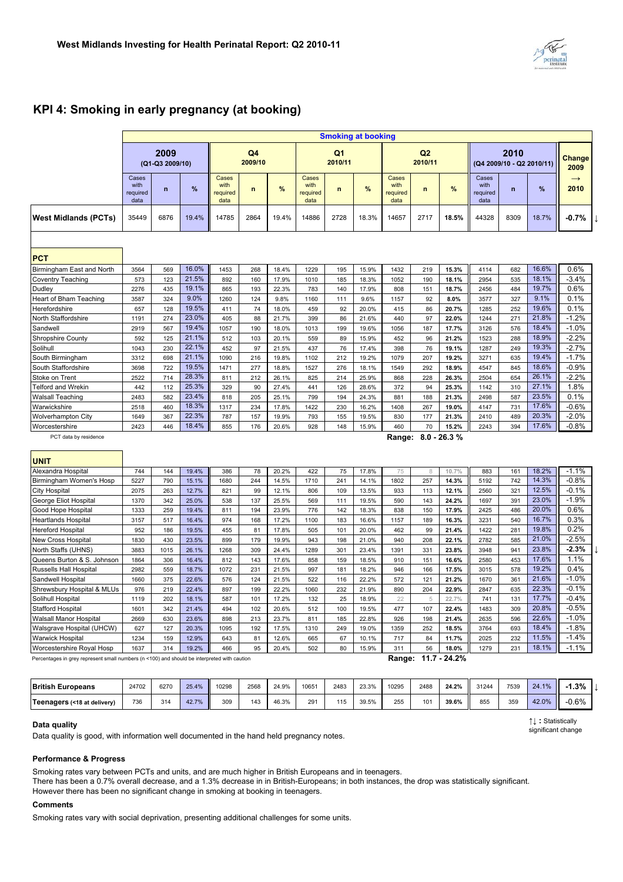## KPI 4: Smoking in early pregnancy (at booking)

| | Smoking at booking | | | | | | | | | | | | | | | | |
|---|---|---|---|---|---|---|---|---|---|---|---|---|---|---|---|---|---|
| | 2009 (Q1-Q3 2009/10) | | | Q4 2009/10 | | | Q1 2010/11 | | | Q2 2010/11 | | | 2010 (Q4 2009/10 - Q2 2010/11) | | | Change 2009 → 2010 | |
| | Cases with required data | n | % | Cases with required data | n | % | Cases with required data | n | % | Cases with required data | n | % | Cases with required data | n | % | | |
| **West Midlands (PCTs)** | 35449 | 6876 | 19.4% | 14785 | 2864 | 19.4% | 14886 | 2728 | 18.3% | 14657 | 2717 | **18.5%** | 44328 | 8309 | 18.7% | **-0.7%** | ↓ |
| **PCT** | | | | | | | | | | | | | | | | | |
| Birmingham East and North | 3564 | 569 | 16.0% | 1453 | 268 | 18.4% | 1229 | 195 | 15.9% | 1432 | 219 | **15.3%** | 4114 | 682 | 16.6% | 0.6% | |
| Coventry Teaching | 573 | 123 | 21.5% | 892 | 160 | 17.9% | 1010 | 185 | 18.3% | 1052 | 190 | **18.1%** | 2954 | 535 | 18.1% | -3.4% | |
| Dudley | 2276 | 435 | 19.1% | 865 | 193 | 22.3% | 783 | 140 | 17.9% | 808 | 151 | **18.7%** | 2456 | 484 | 19.7% | 0.6% | |
| Heart of Bham Teaching | 3587 | 324 | 9.0% | 1260 | 124 | 9.8% | 1160 | 111 | 9.6% | 1157 | 92 | **8.0%** | 3577 | 327 | 9.1% | 0.1% | |
| Herefordshire | 657 | 128 | 19.5% | 411 | 74 | 18.0% | 459 | 92 | 20.0% | 415 | 86 | **20.7%** | 1285 | 252 | 19.6% | 0.1% | |
| North Staffordshire | 1191 | 274 | 23.0% | 405 | 88 | 21.7% | 399 | 86 | 21.6% | 440 | 97 | **22.0%** | 1244 | 271 | 21.8% | -1.2% | |
| Sandwell | 2919 | 567 | 19.4% | 1057 | 190 | 18.0% | 1013 | 199 | 19.6% | 1056 | 187 | **17.7%** | 3126 | 576 | 18.4% | -1.0% | |
| Shropshire County | 592 | 125 | 21.1% | 512 | 103 | 20.1% | 559 | 89 | 15.9% | 452 | 96 | **21.2%** | 1523 | 288 | 18.9% | -2.2% | |
| Solihull | 1043 | 230 | 22.1% | 452 | 97 | 21.5% | 437 | 76 | 17.4% | 398 | 76 | **19.1%** | 1287 | 249 | 19.3% | -2.7% | |
| South Birmingham | 3312 | 698 | 21.1% | 1090 | 216 | 19.8% | 1102 | 212 | 19.2% | 1079 | 207 | **19.2%** | 3271 | 635 | 19.4% | -1.7% | |
| South Staffordshire | 3698 | 722 | 19.5% | 1471 | 277 | 18.8% | 1527 | 276 | 18.1% | 1549 | 292 | **18.9%** | 4547 | 845 | 18.6% | -0.9% | |
| Stoke on Trent | 2522 | 714 | 28.3% | 811 | 212 | 26.1% | 825 | 214 | 25.9% | 868 | 228 | **26.3%** | 2504 | 654 | 26.1% | -2.2% | |
| Telford and Wrekin | 442 | 112 | 25.3% | 329 | 90 | 27.4% | 441 | 126 | 28.6% | 372 | 94 | **25.3%** | 1142 | 310 | 27.1% | 1.8% | |
| Walsall Teaching | 2483 | 582 | 23.4% | 818 | 205 | 25.1% | 799 | 194 | 24.3% | 881 | 188 | **21.3%** | 2498 | 587 | 23.5% | 0.1% | |
| Warwickshire | 2518 | 460 | 18.3% | 1317 | 234 | 17.8% | 1422 | 230 | 16.2% | 1408 | 267 | **19.0%** | 4147 | 731 | 17.6% | -0.6% | |
| Wolverhampton City | 1649 | 367 | 22.3% | 787 | 157 | 19.9% | 793 | 155 | 19.5% | 830 | 177 | **21.3%** | 2410 | 489 | 20.3% | -2.0% | |
| Worcestershire | 2423 | 446 | 18.4% | 855 | 176 | 20.6% | 928 | 148 | 15.9% | 460 | 70 | **15.2%** | 2243 | 394 | 17.6% | -0.8% | |

PCT data by residence

**Range: 8.0 - 26.3 %**

| | | | | | | | | | | | | | | | | | |
|---|---|---|---|---|---|---|---|---|---|---|---|---|---|---|---|---|---|
| **UNIT** | | | | | | | | | | | | | | | | | |
| Alexandra Hospital | 744 | 144 | 19.4% | 386 | 78 | 20.2% | 422 | 75 | 17.8% | 75 | 8 | 10.7% | 883 | 161 | 18.2% | -1.1% | |
| Birmingham Women's Hosp | 5227 | 790 | 15.1% | 1680 | 244 | 14.5% | 1710 | 241 | 14.1% | 1802 | 257 | **14.3%** | 5192 | 742 | 14.3% | -0.8% | |
| City Hospital | 2075 | 263 | 12.7% | 821 | 99 | 12.1% | 806 | 109 | 13.5% | 933 | 113 | **12.1%** | 2560 | 321 | 12.5% | -0.1% | |
| George Eliot Hospital | 1370 | 342 | 25.0% | 538 | 137 | 25.5% | 569 | 111 | 19.5% | 590 | 143 | **24.2%** | 1697 | 391 | 23.0% | -1.9% | |
| Good Hope Hospital | 1333 | 259 | 19.4% | 811 | 194 | 23.9% | 776 | 142 | 18.3% | 838 | 150 | **17.9%** | 2425 | 486 | 20.0% | 0.6% | |
| Heartlands Hospital | 3157 | 517 | 16.4% | 974 | 168 | 17.2% | 1100 | 183 | 16.6% | 1157 | 189 | **16.3%** | 3231 | 540 | 16.7% | 0.3% | |
| Hereford Hospital | 952 | 186 | 19.5% | 455 | 81 | 17.8% | 505 | 101 | 20.0% | 462 | 99 | **21.4%** | 1422 | 281 | 19.8% | 0.2% | |
| New Cross Hospital | 1830 | 430 | 23.5% | 899 | 179 | 19.9% | 943 | 198 | 21.0% | 940 | 208 | **22.1%** | 2782 | 585 | 21.0% | -2.5% | |
| North Staffs (UHNS) | 3883 | 1015 | 26.1% | 1268 | 309 | 24.4% | 1289 | 301 | 23.4% | 1391 | 331 | **23.8%** | 3948 | 941 | 23.8% | **-2.3%** | ↓ |
| Queens Burton & S. Johnson | 1864 | 306 | 16.4% | 812 | 143 | 17.6% | 858 | 159 | 18.5% | 910 | 151 | **16.6%** | 2580 | 453 | 17.6% | 1.1% | |
| Russells Hall Hospital | 2982 | 559 | 18.7% | 1072 | 231 | 21.5% | 997 | 181 | 18.2% | 946 | 166 | **17.5%** | 3015 | 578 | 19.2% | 0.4% | |
| Sandwell Hospital | 1660 | 375 | 22.6% | 576 | 124 | 21.5% | 522 | 116 | 22.2% | 572 | 121 | **21.2%** | 1670 | 361 | 21.6% | -1.0% | |
| Shrewsbury Hospital & MLUs | 976 | 219 | 22.4% | 897 | 199 | 22.2% | 1060 | 232 | 21.9% | 890 | 204 | **22.9%** | 2847 | 635 | 22.3% | -0.1% | |
| Solihull Hospital | 1119 | 202 | 18.1% | 587 | 101 | 17.2% | 132 | 25 | 18.9% | 22 | 5 | 22.7% | 741 | 131 | 17.7% | -0.4% | |
| Stafford Hospital | 1601 | 342 | 21.4% | 494 | 102 | 20.6% | 512 | 100 | 19.5% | 477 | 107 | **22.4%** | 1483 | 309 | 20.8% | -0.5% | |
| Walsall Manor Hospital | 2669 | 630 | 23.6% | 898 | 213 | 23.7% | 811 | 185 | 22.8% | 926 | 198 | **21.4%** | 2635 | 596 | 22.6% | -1.0% | |
| Walsgrave Hospital (UHCW) | 627 | 127 | 20.3% | 1095 | 192 | 17.5% | 1310 | 249 | 19.0% | 1359 | 252 | **18.5%** | 3764 | 693 | 18.4% | -1.8% | |
| Warwick Hospital | 1234 | 159 | 12.9% | 643 | 81 | 12.6% | 665 | 67 | 10.1% | 717 | 84 | **11.7%** | 2025 | 232 | 11.5% | -1.4% | |
| Worcestershire Royal Hosp | 1637 | 314 | 19.2% | 466 | 95 | 20.4% | 502 | 80 | 15.9% | 311 | 56 | **18.0%** | 1279 | 231 | 18.1% | -1.1% | |

Percentages in grey represent small numbers (n <100) and should be interpreted with caution

**Range: 11.7 - 24.2%**

| | | | | | | | | | | | | | | | | | |
|---|---|---|---|---|---|---|---|---|---|---|---|---|---|---|---|---|---|
| **British Europeans** | 24702 | 6270 | 25.4% | 10298 | 2568 | 24.9% | 10651 | 2483 | 23.3% | 10295 | 2488 | **24.2%** | 31244 | 7539 | 24.1% | **-1.3%** | ↓ |
| **Teenagers** (<18 at delivery) | 736 | 314 | 42.7% | 309 | 143 | 46.3% | 291 | 115 | 39.5% | 255 | 101 | **39.6%** | 855 | 359 | 42.0% | -0.6% | |

↑↓ : Statistically significant change

### Data quality

Data quality is good, with information well documented in the hand held pregnancy notes.

### Performance & Progress

Smoking rates vary between PCTs and units, and are much higher in British Europeans and in teenagers.
There has been a 0.7% overall decrease, and a 1.3% decrease in in British-Europeans; in both instances, the drop was statistically significant.
However there has been no significant change in smoking at booking in teenagers.

### Comments

Smoking rates vary with social deprivation, presenting additional challenges for some units.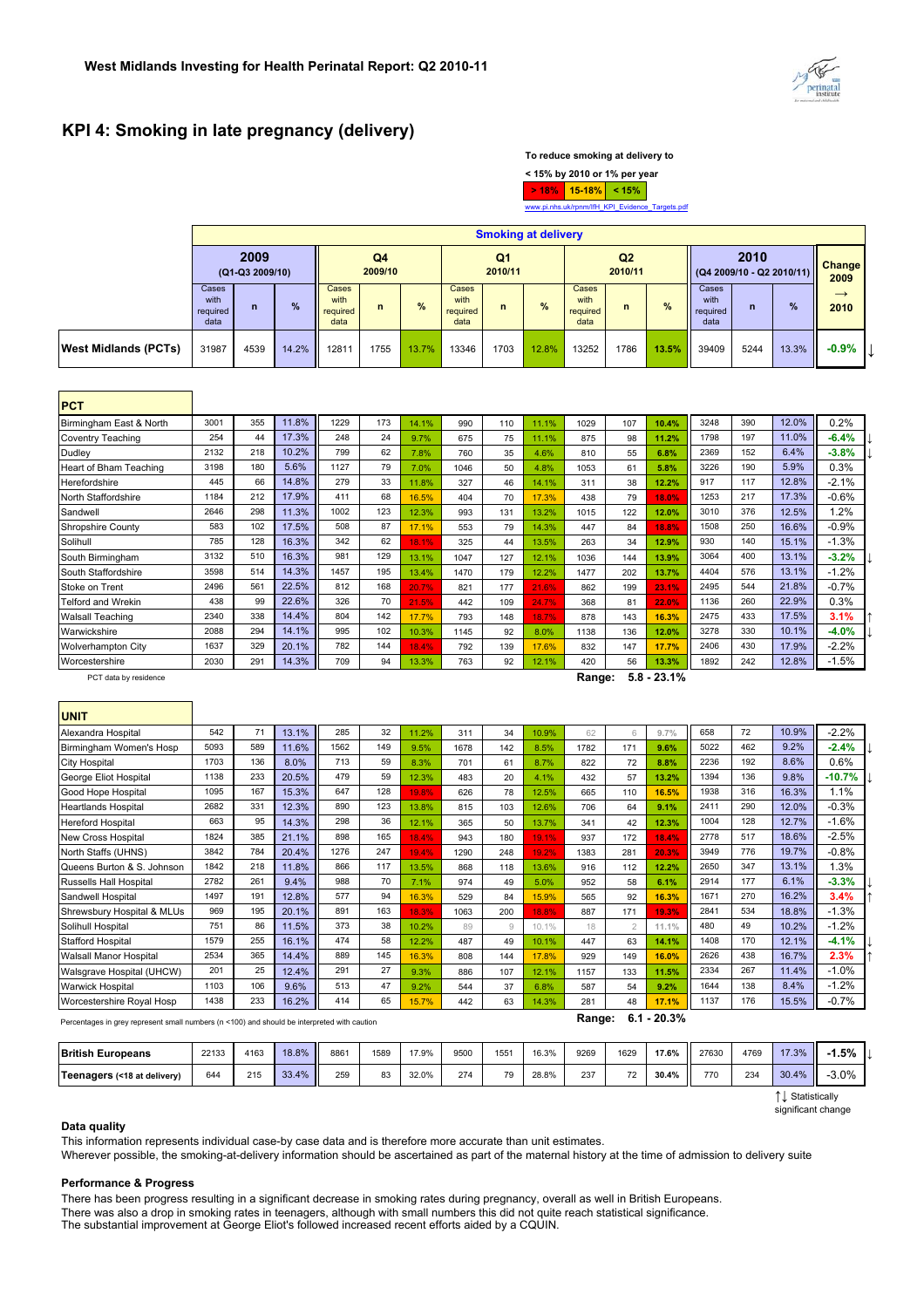# West Midlands Investing for Health Perinatal Report: Q2 2010-11

## KPI 4: Smoking in late pregnancy (delivery)

To reduce smoking at delivery to

< 15% by 2010 or 1% per year

| > 18% | 15-18% | < 15% |
|---|---|---|

www.pi.nhs.uk/rpnm/IfH_KPI_Evidence_Targets.pdf

| Smoking at delivery | 2009 (Q1-Q3 2009/10) | | | Q4 2009/10 | | | Q1 2010/11 | | | Q2 2010/11 | | | 2010 (Q4 2009/10 - Q2 2010/11) | | | Change 2009 → 2010 | |
|---|---|---|---|---|---|---|---|---|---|---|---|---|---|---|---|---|---|
| | Cases with required data | n | % | Cases with required data | n | % | Cases with required data | n | % | Cases with required data | n | % | Cases with required data | n | % | | |
| **West Midlands (PCTs)** | 31987 | 4539 | 14.2% | 12811 | 1755 | 13.7% | 13346 | 1703 | 12.8% | 13252 | 1786 | 13.5% | 39409 | 5244 | 13.3% | -0.9% | ↓ |
| **PCT** | | | | | | | | | | | | | | | | | |
| Birmingham East & North | 3001 | 355 | 11.8% | 1229 | 173 | 14.1% | 990 | 110 | 11.1% | 1029 | 107 | 10.4% | 3248 | 390 | 12.0% | 0.2% | |
| Coventry Teaching | 254 | 44 | 17.3% | 248 | 24 | 9.7% | 675 | 75 | 11.1% | 875 | 98 | 11.2% | 1798 | 197 | 11.0% | -6.4% | ↓ |
| Dudley | 2132 | 218 | 10.2% | 799 | 62 | 7.8% | 760 | 35 | 4.6% | 810 | 55 | 6.8% | 2369 | 152 | 6.4% | -3.8% | ↓ |
| Heart of Bham Teaching | 3198 | 180 | 5.6% | 1127 | 79 | 7.0% | 1046 | 50 | 4.8% | 1053 | 61 | 5.8% | 3226 | 190 | 5.9% | 0.3% | |
| Herefordshire | 445 | 66 | 14.8% | 279 | 33 | 11.8% | 327 | 46 | 14.1% | 311 | 38 | 12.2% | 917 | 117 | 12.8% | -2.1% | |
| North Staffordshire | 1184 | 212 | 17.9% | 411 | 68 | 16.5% | 404 | 70 | 17.3% | 438 | 79 | 18.0% | 1253 | 217 | 17.3% | -0.6% | |
| Sandwell | 2646 | 298 | 11.3% | 1002 | 123 | 12.3% | 993 | 131 | 13.2% | 1015 | 122 | 12.0% | 3010 | 376 | 12.5% | 1.2% | |
| Shropshire County | 583 | 102 | 17.5% | 508 | 87 | 17.1% | 553 | 79 | 14.3% | 447 | 84 | 18.8% | 1508 | 250 | 16.6% | -0.9% | |
| Solihull | 785 | 128 | 16.3% | 342 | 62 | 18.1% | 325 | 44 | 13.5% | 263 | 34 | 12.9% | 930 | 140 | 15.1% | -1.3% | |
| South Birmingham | 3132 | 510 | 16.3% | 981 | 129 | 13.1% | 1047 | 127 | 12.1% | 1036 | 144 | 13.9% | 3064 | 400 | 13.1% | -3.2% | ↓ |
| South Staffordshire | 3598 | 514 | 14.3% | 1457 | 195 | 13.4% | 1470 | 179 | 12.2% | 1477 | 202 | 13.7% | 4404 | 576 | 13.1% | -1.2% | |
| Stoke on Trent | 2496 | 561 | 22.5% | 812 | 168 | 20.7% | 821 | 177 | 21.6% | 862 | 199 | 23.1% | 2495 | 544 | 21.8% | -0.7% | |
| Telford and Wrekin | 438 | 99 | 22.6% | 326 | 70 | 21.5% | 442 | 109 | 24.7% | 368 | 81 | 22.0% | 1136 | 260 | 22.9% | 0.3% | |
| Walsall Teaching | 2340 | 338 | 14.4% | 804 | 142 | 17.7% | 793 | 148 | 18.7% | 878 | 143 | 16.3% | 2475 | 433 | 17.5% | 3.1% | ↑ |
| Warwickshire | 2088 | 294 | 14.1% | 995 | 102 | 10.3% | 1145 | 92 | 8.0% | 1138 | 136 | 12.0% | 3278 | 330 | 10.1% | -4.0% | ↓ |
| Wolverhampton City | 1637 | 329 | 20.1% | 782 | 144 | 18.4% | 792 | 139 | 17.6% | 832 | 147 | 17.7% | 2406 | 430 | 17.9% | -2.2% | |
| Worcestershire | 2030 | 291 | 14.3% | 709 | 94 | 13.3% | 763 | 92 | 12.1% | 420 | 56 | 13.3% | 1892 | 242 | 12.8% | -1.5% | |

PCT data by residence — Range: 5.8 - 23.1%

| UNIT | 2009 Cases | n | % | Q4 Cases | n | % | Q1 Cases | n | % | Q2 Cases | n | % | 2010 Cases | n | % | Change | |
|---|---|---|---|---|---|---|---|---|---|---|---|---|---|---|---|---|---|
| Alexandra Hospital | 542 | 71 | 13.1% | 285 | 32 | 11.2% | 311 | 34 | 10.9% | 62 | 6 | 9.7% | 658 | 72 | 10.9% | -2.2% | |
| Birmingham Women's Hosp | 5093 | 589 | 11.6% | 1562 | 149 | 9.5% | 1678 | 142 | 8.5% | 1782 | 171 | 9.6% | 5022 | 462 | 9.2% | -2.4% | ↓ |
| City Hospital | 1703 | 136 | 8.0% | 713 | 59 | 8.3% | 701 | 61 | 8.7% | 822 | 72 | 8.8% | 2236 | 192 | 8.6% | 0.6% | |
| George Eliot Hospital | 1138 | 233 | 20.5% | 479 | 59 | 12.3% | 483 | 20 | 4.1% | 432 | 57 | 13.2% | 1394 | 136 | 9.8% | -10.7% | ↓ |
| Good Hope Hospital | 1095 | 167 | 15.3% | 647 | 128 | 19.8% | 626 | 78 | 12.5% | 665 | 110 | 16.5% | 1938 | 316 | 16.3% | 1.1% | |
| Heartlands Hospital | 2682 | 331 | 12.3% | 890 | 123 | 13.8% | 815 | 103 | 12.6% | 706 | 64 | 9.1% | 2411 | 290 | 12.0% | -0.3% | |
| Hereford Hospital | 663 | 95 | 14.3% | 298 | 36 | 12.1% | 365 | 50 | 13.7% | 341 | 42 | 12.3% | 1004 | 128 | 12.7% | -1.6% | |
| New Cross Hospital | 1824 | 385 | 21.1% | 898 | 165 | 18.4% | 943 | 180 | 19.1% | 937 | 172 | 18.4% | 2778 | 517 | 18.6% | -2.5% | |
| North Staffs (UHNS) | 3842 | 784 | 20.4% | 1276 | 247 | 19.4% | 1290 | 248 | 19.2% | 1383 | 281 | 20.3% | 3949 | 776 | 19.7% | -0.8% | |
| Queens Burton & S. Johnson | 1842 | 218 | 11.8% | 866 | 117 | 13.5% | 868 | 118 | 13.6% | 916 | 112 | 12.2% | 2650 | 347 | 13.1% | 1.3% | |
| Russells Hall Hospital | 2782 | 261 | 9.4% | 988 | 70 | 7.1% | 974 | 49 | 5.0% | 952 | 58 | 6.1% | 2914 | 177 | 6.1% | -3.3% | ↓ |
| Sandwell Hospital | 1497 | 191 | 12.8% | 577 | 94 | 16.3% | 529 | 84 | 15.9% | 565 | 92 | 16.3% | 1671 | 270 | 16.2% | 3.4% | ↑ |
| Shrewsbury Hospital & MLUs | 969 | 195 | 20.1% | 891 | 163 | 18.3% | 1063 | 200 | 18.8% | 887 | 171 | 19.3% | 2841 | 534 | 18.8% | -1.3% | |
| Solihull Hospital | 751 | 86 | 11.5% | 373 | 38 | 10.2% | 89 | 9 | 10.1% | 18 | 2 | 11.1% | 480 | 49 | 10.2% | -1.2% | |
| Stafford Hospital | 1579 | 255 | 16.1% | 474 | 58 | 12.2% | 487 | 49 | 10.1% | 447 | 63 | 14.1% | 1408 | 170 | 12.1% | -4.1% | ↓ |
| Walsall Manor Hospital | 2534 | 365 | 14.4% | 889 | 145 | 16.3% | 808 | 144 | 17.8% | 929 | 149 | 16.0% | 2626 | 438 | 16.7% | 2.3% | ↑ |
| Walsgrave Hospital (UHCW) | 201 | 25 | 12.4% | 291 | 27 | 9.3% | 886 | 107 | 12.1% | 1157 | 133 | 11.5% | 2334 | 267 | 11.4% | -1.0% | |
| Warwick Hospital | 1103 | 106 | 9.6% | 513 | 47 | 9.2% | 544 | 37 | 6.8% | 587 | 54 | 9.2% | 1644 | 138 | 8.4% | -1.2% | |
| Worcestershire Royal Hosp | 1438 | 233 | 16.2% | 414 | 65 | 15.7% | 442 | 63 | 14.3% | 281 | 48 | 17.1% | 1137 | 176 | 15.5% | -0.7% | |

Percentages in grey represent small numbers (n <100) and should be interpreted with caution — Range: 6.1 - 20.3%

| | 2009 Cases | n | % | Q4 Cases | n | % | Q1 Cases | n | % | Q2 Cases | n | % | 2010 Cases | n | % | Change | |
|---|---|---|---|---|---|---|---|---|---|---|---|---|---|---|---|---|---|
| **British Europeans** | 22133 | 4163 | 18.8% | 8861 | 1589 | 17.9% | 9500 | 1551 | 16.3% | 9269 | 1629 | 17.6% | 27630 | 4769 | 17.3% | -1.5% | ↓ |
| **Teenagers (<18 at delivery)** | 644 | 215 | 33.4% | 259 | 83 | 32.0% | 274 | 79 | 28.8% | 237 | 72 | 30.4% | 770 | 234 | 30.4% | -3.0% | |

↑↓ Statistically significant change

### Data quality

This information represents individual case-by case data and is therefore more accurate than unit estimates.
Wherever possible, the smoking-at-delivery information should be ascertained as part of the maternal history at the time of admission to delivery suite

### Performance & Progress

There has been progress resulting in a significant decrease in smoking rates during pregnancy, overall as well in British Europeans.
There was also a drop in smoking rates in teenagers, although with small numbers this did not quite reach statistical significance.
The substantial improvement at George Eliot's followed increased recent efforts aided by a CQUIN.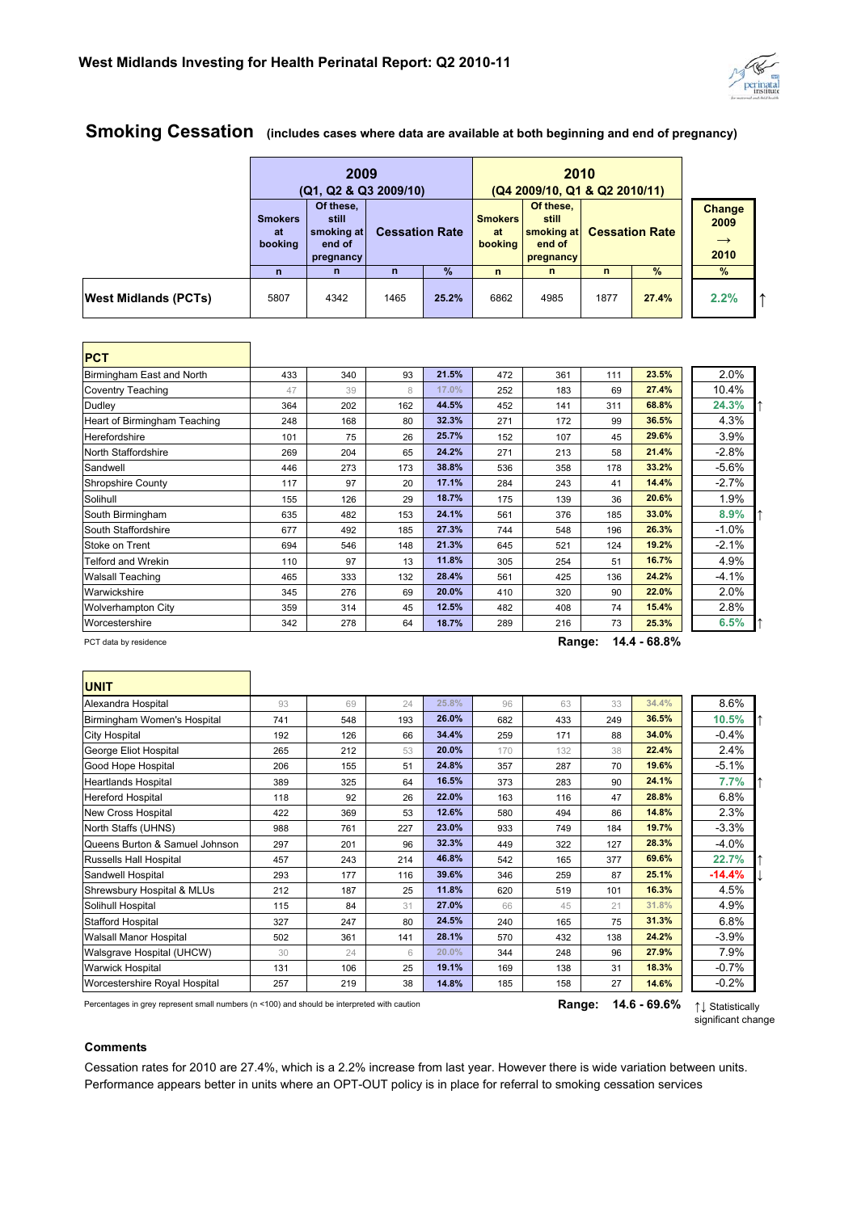## West Midlands Investing for Health Perinatal Report: Q2 2010-11

# Smoking Cessation (includes cases where data are available at both beginning and end of pregnancy)

| | 2009 (Q1, Q2 & Q3 2009/10) | | | | 2010 (Q4 2009/10, Q1 & Q2 2010/11) | | | | Change 2009 → 2010 | |
|---|---|---|---|---|---|---|---|---|---|---|
| | Smokers at booking | Of these, still smoking at end of pregnancy | Cessation Rate | | Smokers at booking | Of these, still smoking at end of pregnancy | Cessation Rate | | | |
| | n | n | n | % | n | n | n | % | % | |
| **West Midlands (PCTs)** | 5807 | 4342 | 1465 | 25.2% | 6862 | 4985 | 1877 | 27.4% | 2.2% | ↑ |

| PCT | | | | | | | | | | |
|---|---|---|---|---|---|---|---|---|---|---|
| Birmingham East and North | 433 | 340 | 93 | 21.5% | 472 | 361 | 111 | 23.5% | 2.0% | |
| Coventry Teaching | 47 | 39 | 8 | 17.0% | 252 | 183 | 69 | 27.4% | 10.4% | |
| Dudley | 364 | 202 | 162 | 44.5% | 452 | 141 | 311 | 68.8% | 24.3% | ↑ |
| Heart of Birmingham Teaching | 248 | 168 | 80 | 32.3% | 271 | 172 | 99 | 36.5% | 4.3% | |
| Herefordshire | 101 | 75 | 26 | 25.7% | 152 | 107 | 45 | 29.6% | 3.9% | |
| North Staffordshire | 269 | 204 | 65 | 24.2% | 271 | 213 | 58 | 21.4% | -2.8% | |
| Sandwell | 446 | 273 | 173 | 38.8% | 536 | 358 | 178 | 33.2% | -5.6% | |
| Shropshire County | 117 | 97 | 20 | 17.1% | 284 | 243 | 41 | 14.4% | -2.7% | |
| Solihull | 155 | 126 | 29 | 18.7% | 175 | 139 | 36 | 20.6% | 1.9% | |
| South Birmingham | 635 | 482 | 153 | 24.1% | 561 | 376 | 185 | 33.0% | 8.9% | ↑ |
| South Staffordshire | 677 | 492 | 185 | 27.3% | 744 | 548 | 196 | 26.3% | -1.0% | |
| Stoke on Trent | 694 | 546 | 148 | 21.3% | 645 | 521 | 124 | 19.2% | -2.1% | |
| Telford and Wrekin | 110 | 97 | 13 | 11.8% | 305 | 254 | 51 | 16.7% | 4.9% | |
| Walsall Teaching | 465 | 333 | 132 | 28.4% | 561 | 425 | 136 | 24.2% | -4.1% | |
| Warwickshire | 345 | 276 | 69 | 20.0% | 410 | 320 | 90 | 22.0% | 2.0% | |
| Wolverhampton City | 359 | 314 | 45 | 12.5% | 482 | 408 | 74 | 15.4% | 2.8% | |
| Worcestershire | 342 | 278 | 64 | 18.7% | 289 | 216 | 73 | 25.3% | 6.5% | ↑ |

PCT data by residence

**Range: 14.4 - 68.8%**

| UNIT | | | | | | | | | | |
|---|---|---|---|---|---|---|---|---|---|---|
| Alexandra Hospital | 93 | 69 | 24 | 25.8% | 96 | 63 | 33 | 34.4% | 8.6% | |
| Birmingham Women's Hospital | 741 | 548 | 193 | 26.0% | 682 | 433 | 249 | 36.5% | 10.5% | ↑ |
| City Hospital | 192 | 126 | 66 | 34.4% | 259 | 171 | 88 | 34.0% | -0.4% | |
| George Eliot Hospital | 265 | 212 | 53 | 20.0% | 170 | 132 | 38 | 22.4% | 2.4% | |
| Good Hope Hospital | 206 | 155 | 51 | 24.8% | 357 | 287 | 70 | 19.6% | -5.1% | |
| Heartlands Hospital | 389 | 325 | 64 | 16.5% | 373 | 283 | 90 | 24.1% | 7.7% | ↑ |
| Hereford Hospital | 118 | 92 | 26 | 22.0% | 163 | 116 | 47 | 28.8% | 6.8% | |
| New Cross Hospital | 422 | 369 | 53 | 12.6% | 580 | 494 | 86 | 14.8% | 2.3% | |
| North Staffs (UHNS) | 988 | 761 | 227 | 23.0% | 933 | 749 | 184 | 19.7% | -3.3% | |
| Queens Burton & Samuel Johnson | 297 | 201 | 96 | 32.3% | 449 | 322 | 127 | 28.3% | -4.0% | |
| Russells Hall Hospital | 457 | 243 | 214 | 46.8% | 542 | 165 | 377 | 69.6% | 22.7% | ↑ |
| Sandwell Hospital | 293 | 177 | 116 | 39.6% | 346 | 259 | 87 | 25.1% | -14.4% | ↓ |
| Shrewsbury Hospital & MLUs | 212 | 187 | 25 | 11.8% | 620 | 519 | 101 | 16.3% | 4.5% | |
| Solihull Hospital | 115 | 84 | 31 | 27.0% | 66 | 45 | 21 | 31.8% | 4.9% | |
| Stafford Hospital | 327 | 247 | 80 | 24.5% | 240 | 165 | 75 | 31.3% | 6.8% | |
| Walsall Manor Hospital | 502 | 361 | 141 | 28.1% | 570 | 432 | 138 | 24.2% | -3.9% | |
| Walsgrave Hospital (UHCW) | 30 | 24 | 6 | 20.0% | 344 | 248 | 96 | 27.9% | 7.9% | |
| Warwick Hospital | 131 | 106 | 25 | 19.1% | 169 | 138 | 31 | 18.3% | -0.7% | |
| Worcestershire Royal Hospital | 257 | 219 | 38 | 14.8% | 185 | 158 | 27 | 14.6% | -0.2% | |

Percentages in grey represent small numbers (n <100) and should be interpreted with caution

**Range: 14.6 - 69.6%**

↑↓ Statistically significant change

### Comments

Cessation rates for 2010 are 27.4%, which is a 2.2% increase from last year. However there is wide variation between units. Performance appears better in units where an OPT-OUT policy is in place for referral to smoking cessation services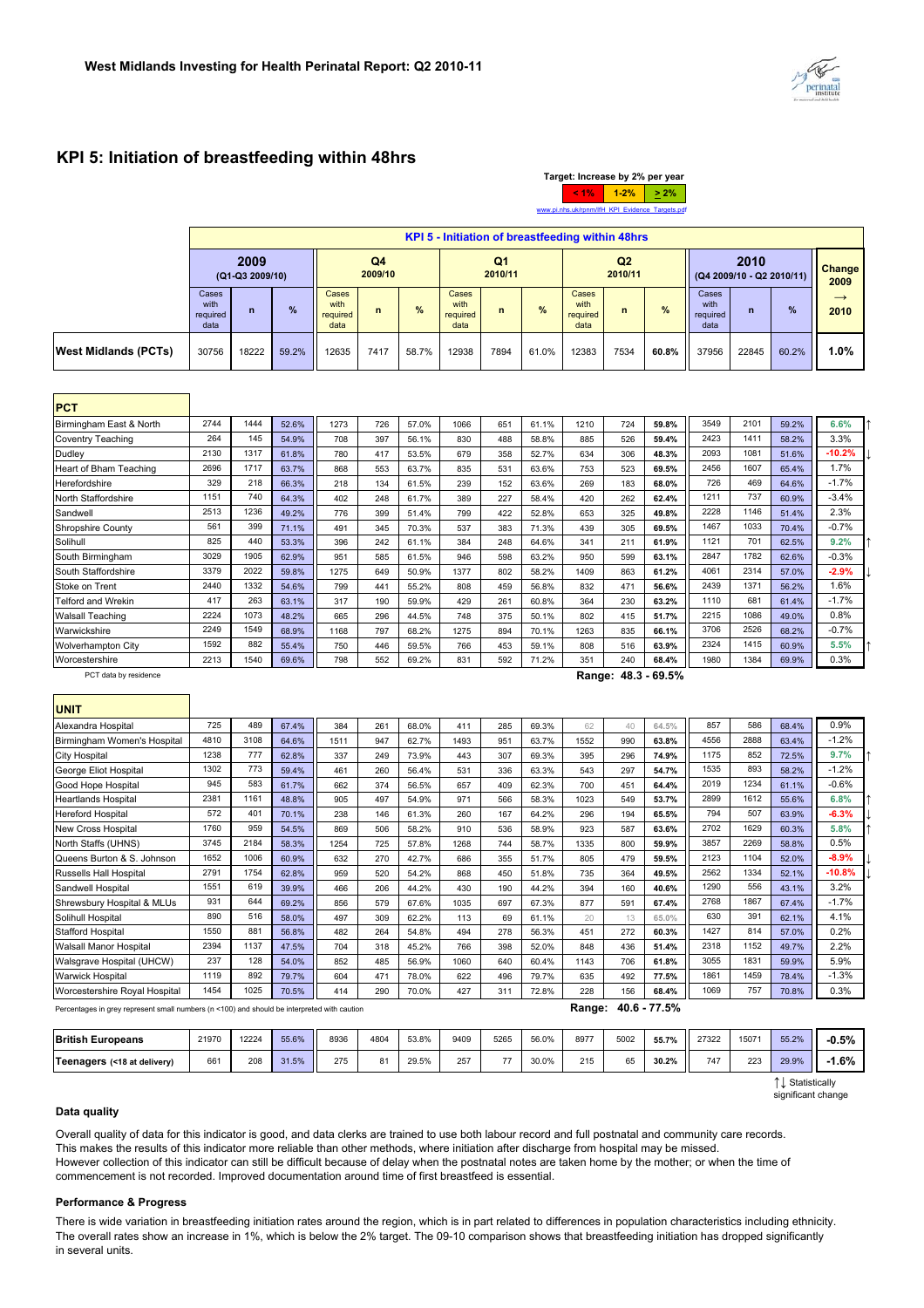**West Midlands Investing for Health Perinatal Report: Q2 2010-11**

# KPI 5: Initiation of breastfeeding within 48hrs

**Target: Increase by 2% per year**

| < 1% | 1-2% | > 2% |
|---|---|---|

www.pi.nhs.uk/rpnm/IfH_KPI_Evidence_Targets.pdf

**KPI 5 - Initiation of breastfeeding within 48hrs**

| | 2009 (Q1-Q3 2009/10) | | | Q4 2009/10 | | | Q1 2010/11 | | | Q2 2010/11 | | | 2010 (Q4 2009/10 - Q2 2010/11) | | | Change 2009 → 2010 | |
|---|---|---|---|---|---|---|---|---|---|---|---|---|---|---|---|---|---|
| | Cases with required data | n | % | Cases with required data | n | % | Cases with required data | n | % | Cases with required data | n | % | Cases with required data | n | % | | |
| **West Midlands (PCTs)** | 30756 | 18222 | 59.2% | 12635 | 7417 | 58.7% | 12938 | 7894 | 61.0% | 12383 | 7534 | 60.8% | 37956 | 22845 | 60.2% | **1.0%** | |
| **PCT** | | | | | | | | | | | | | | | | | |
| Birmingham East & North | 2744 | 1444 | 52.6% | 1273 | 726 | 57.0% | 1066 | 651 | 61.1% | 1210 | 724 | 59.8% | 3549 | 2101 | 59.2% | 6.6% | ↑ |
| Coventry Teaching | 264 | 145 | 54.9% | 708 | 397 | 56.1% | 830 | 488 | 58.8% | 885 | 526 | 59.4% | 2423 | 1411 | 58.2% | 3.3% | |
| Dudley | 2130 | 1317 | 61.8% | 780 | 417 | 53.5% | 679 | 358 | 52.7% | 634 | 306 | 48.3% | 2093 | 1081 | 51.6% | -10.2% | ↓ |
| Heart of Bham Teaching | 2696 | 1717 | 63.7% | 868 | 553 | 63.7% | 835 | 531 | 63.6% | 753 | 523 | 69.5% | 2456 | 1607 | 65.4% | 1.7% | |
| Herefordshire | 329 | 218 | 66.3% | 218 | 134 | 61.5% | 239 | 152 | 63.6% | 269 | 183 | 68.0% | 726 | 469 | 64.6% | -1.7% | |
| North Staffordshire | 1151 | 740 | 64.3% | 402 | 248 | 61.7% | 389 | 227 | 58.4% | 420 | 262 | 62.4% | 1211 | 737 | 60.9% | -3.4% | |
| Sandwell | 2513 | 1236 | 49.2% | 776 | 399 | 51.4% | 799 | 422 | 52.8% | 653 | 325 | 49.8% | 2228 | 1146 | 51.4% | 2.3% | |
| Shropshire County | 561 | 399 | 71.1% | 491 | 345 | 70.3% | 537 | 383 | 71.3% | 439 | 305 | 69.5% | 1467 | 1033 | 70.4% | -0.7% | |
| Solihull | 825 | 440 | 53.3% | 396 | 242 | 61.1% | 384 | 248 | 64.6% | 341 | 211 | 61.9% | 1121 | 701 | 62.5% | 9.2% | ↑ |
| South Birmingham | 3029 | 1905 | 62.9% | 951 | 585 | 61.5% | 946 | 598 | 63.2% | 950 | 599 | 63.1% | 2847 | 1782 | 62.6% | -0.3% | |
| South Staffordshire | 3379 | 2022 | 59.8% | 1275 | 649 | 50.9% | 1377 | 802 | 58.2% | 1409 | 863 | 61.2% | 4061 | 2314 | 57.0% | -2.9% | ↓ |
| Stoke on Trent | 2440 | 1332 | 54.6% | 799 | 441 | 55.2% | 808 | 459 | 56.8% | 832 | 471 | 56.6% | 2439 | 1371 | 56.2% | 1.6% | |
| Telford and Wrekin | 417 | 263 | 63.1% | 317 | 190 | 59.9% | 429 | 261 | 60.8% | 364 | 230 | 63.2% | 1110 | 681 | 61.4% | -1.7% | |
| Walsall Teaching | 2224 | 1073 | 48.2% | 665 | 296 | 44.5% | 748 | 375 | 50.1% | 802 | 415 | 51.7% | 2215 | 1086 | 49.0% | 0.8% | |
| Warwickshire | 2249 | 1549 | 68.9% | 1168 | 797 | 68.2% | 1275 | 894 | 70.1% | 1263 | 835 | 66.1% | 3706 | 2526 | 68.2% | -0.7% | |
| Wolverhampton City | 1592 | 882 | 55.4% | 750 | 446 | 59.5% | 766 | 453 | 59.1% | 808 | 516 | 63.9% | 2324 | 1415 | 60.9% | 5.5% | ↑ |
| Worcestershire | 2213 | 1540 | 69.6% | 798 | 552 | 69.2% | 831 | 592 | 71.2% | 351 | 240 | 68.4% | 1980 | 1384 | 69.9% | 0.3% | |

PCT data by residence

**Range: 48.3 - 69.5%**

| **UNIT** | | | | | | | | | | | | | | | | | |
|---|---|---|---|---|---|---|---|---|---|---|---|---|---|---|---|---|---|
| Alexandra Hospital | 725 | 489 | 67.4% | 384 | 261 | 68.0% | 411 | 285 | 69.3% | 62 | 40 | 64.5% | 857 | 586 | 68.4% | 0.9% | |
| Birmingham Women's Hospital | 4810 | 3108 | 64.6% | 1511 | 947 | 62.7% | 1493 | 951 | 63.7% | 1552 | 990 | 63.8% | 4556 | 2888 | 63.4% | -1.2% | |
| City Hospital | 1238 | 777 | 62.8% | 337 | 249 | 73.9% | 443 | 307 | 69.3% | 395 | 296 | 74.9% | 1175 | 852 | 72.5% | 9.7% | ↑ |
| George Eliot Hospital | 1302 | 773 | 59.4% | 461 | 260 | 56.4% | 531 | 336 | 63.3% | 543 | 297 | 54.7% | 1535 | 893 | 58.2% | -1.2% | |
| Good Hope Hospital | 945 | 583 | 61.7% | 662 | 374 | 56.5% | 657 | 409 | 62.3% | 700 | 451 | 64.4% | 2019 | 1234 | 61.1% | -0.6% | |
| Heartlands Hospital | 2381 | 1161 | 48.8% | 905 | 497 | 54.9% | 971 | 566 | 58.3% | 1023 | 549 | 53.7% | 2899 | 1612 | 55.6% | 6.8% | ↑ |
| Hereford Hospital | 572 | 401 | 70.1% | 238 | 146 | 61.3% | 260 | 167 | 64.2% | 296 | 194 | 65.5% | 794 | 507 | 63.9% | -6.3% | ↓ |
| New Cross Hospital | 1760 | 959 | 54.5% | 869 | 506 | 58.2% | 910 | 536 | 58.9% | 923 | 587 | 63.6% | 2702 | 1629 | 60.3% | 5.8% | ↑ |
| North Staffs (UHNS) | 3745 | 2184 | 58.3% | 1254 | 725 | 57.8% | 1268 | 744 | 58.7% | 1335 | 800 | 59.9% | 3857 | 2269 | 58.8% | 0.5% | |
| Queens Burton & S. Johnson | 1652 | 1006 | 60.9% | 632 | 270 | 42.7% | 686 | 355 | 51.7% | 805 | 479 | 59.5% | 2123 | 1104 | 52.0% | -8.9% | ↓ |
| Russells Hall Hospital | 2791 | 1754 | 62.8% | 959 | 520 | 54.2% | 868 | 450 | 51.8% | 735 | 364 | 49.5% | 2562 | 1334 | 52.1% | -10.8% | ↓ |
| Sandwell Hospital | 1551 | 619 | 39.9% | 466 | 206 | 44.2% | 430 | 190 | 44.2% | 394 | 160 | 40.6% | 1290 | 556 | 43.1% | 3.2% | |
| Shrewsbury Hospital & MLUs | 931 | 644 | 69.2% | 856 | 579 | 67.6% | 1035 | 697 | 67.3% | 877 | 591 | 67.4% | 2768 | 1867 | 67.4% | -1.7% | |
| Solihull Hospital | 890 | 516 | 58.0% | 497 | 309 | 62.2% | 113 | 69 | 61.1% | 20 | 13 | 65.0% | 630 | 391 | 62.1% | 4.1% | |
| Stafford Hospital | 1550 | 881 | 56.8% | 482 | 264 | 54.8% | 494 | 278 | 56.3% | 451 | 272 | 60.3% | 1427 | 814 | 57.0% | 0.2% | |
| Walsall Manor Hospital | 2394 | 1137 | 47.5% | 704 | 318 | 45.2% | 766 | 398 | 52.0% | 848 | 436 | 51.4% | 2318 | 1152 | 49.7% | 2.2% | |
| Walsgrave Hospital (UHCW) | 237 | 128 | 54.0% | 852 | 485 | 56.9% | 1060 | 640 | 60.4% | 1143 | 706 | 61.8% | 3055 | 1831 | 59.9% | 5.9% | |
| Warwick Hospital | 1119 | 892 | 79.7% | 604 | 471 | 78.0% | 622 | 496 | 79.7% | 635 | 492 | 77.5% | 1861 | 1459 | 78.4% | -1.3% | |
| Worcestershire Royal Hospital | 1454 | 1025 | 70.5% | 414 | 290 | 70.0% | 427 | 311 | 72.8% | 228 | 156 | 68.4% | 1069 | 757 | 70.8% | 0.3% | |

Percentages in grey represent small numbers (n <100) and should be interpreted with caution

**Range: 40.6 - 77.5%**

| | | | | | | | | | | | | | | | | |
|---|---|---|---|---|---|---|---|---|---|---|---|---|---|---|---|---|
| **British Europeans** | 21970 | 12224 | 55.6% | 8936 | 4804 | 53.8% | 9409 | 5265 | 56.0% | 8977 | 5002 | 55.7% | 27322 | 15071 | 55.2% | **-0.5%** |
| **Teenagers** (<18 at delivery) | 661 | 208 | 31.5% | 275 | 81 | 29.5% | 257 | 77 | 30.0% | 215 | 65 | 30.2% | 747 | 223 | 29.9% | **-1.6%** |

↑↓ Statistically significant change

### Data quality

Overall quality of data for this indicator is good, and data clerks are trained to use both labour record and full postnatal and community care records. This makes the results of this indicator more reliable than other methods, where initiation after discharge from hospital may be missed.
However collection of this indicator can still be difficult because of delay when the postnatal notes are taken home by the mother; or when the time of commencement is not recorded. Improved documentation around time of first breastfeed is essential.

### Performance & Progress

There is wide variation in breastfeeding initiation rates around the region, which is in part related to differences in population characteristics including ethnicity. The overall rates show an increase in 1%, which is below the 2% target. The 09-10 comparison shows that breastfeeding initiation has dropped significantly in several units.